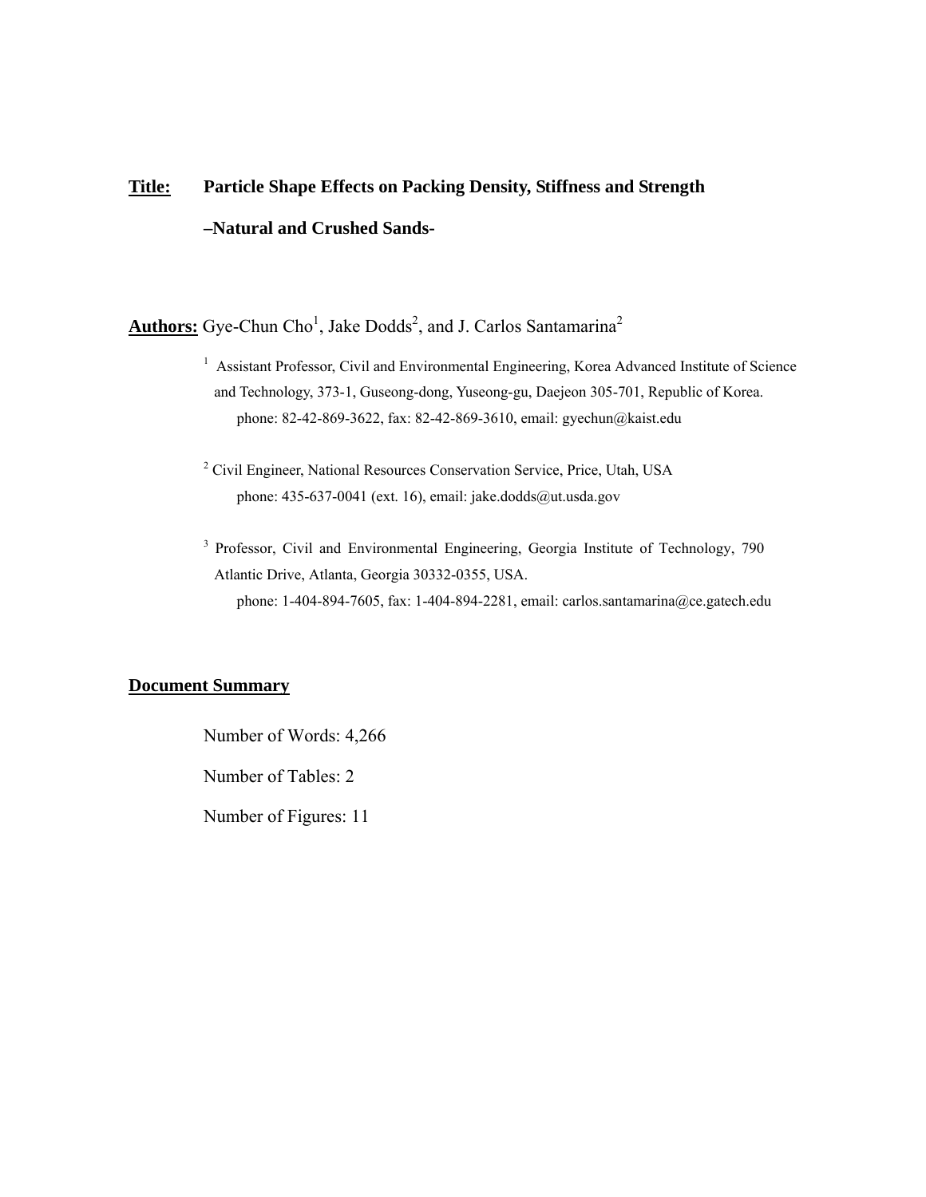**Title:** **Particle Shape Effects on Packing Density, Stiffness and Strength –Natural and Crushed Sands-**

**Authors:** Gye-Chun Cho[1], Jake Dodds[2], and J. Carlos Santamarina[2]

[1] Assistant Professor, Civil and Environmental Engineering, Korea Advanced Institute of Science and Technology, 373-1, Guseong-dong, Yuseong-gu, Daejeon 305-701, Republic of Korea.
phone: 82-42-869-3622, fax: 82-42-869-3610, email: gyechun@kaist.edu

[2] Civil Engineer, National Resources Conservation Service, Price, Utah, USA
phone: 435-637-0041 (ext. 16), email: jake.dodds@ut.usda.gov

[3] Professor, Civil and Environmental Engineering, Georgia Institute of Technology, 790 Atlantic Drive, Atlanta, Georgia 30332-0355, USA.
phone: 1-404-894-7605, fax: 1-404-894-2281, email: carlos.santamarina@ce.gatech.edu

**Document Summary**

Number of Words: 4,266

Number of Tables: 2

Number of Figures: 11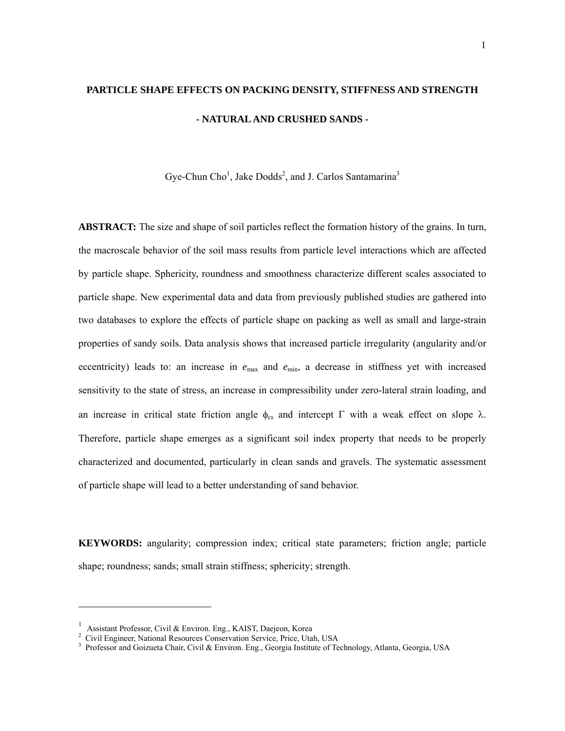# PARTICLE SHAPE EFFECTS ON PACKING DENSITY, STIFFNESS AND STRENGTH

## - NATURAL AND CRUSHED SANDS -

Gye-Chun Cho[1], Jake Dodds[2], and J. Carlos Santamarina[3]

**ABSTRACT:** The size and shape of soil particles reflect the formation history of the grains. In turn, the macroscale behavior of the soil mass results from particle level interactions which are affected by particle shape. Sphericity, roundness and smoothness characterize different scales associated to particle shape. New experimental data and data from previously published studies are gathered into two databases to explore the effects of particle shape on packing as well as small and large-strain properties of sandy soils. Data analysis shows that increased particle irregularity (angularity and/or eccentricity) leads to: an increase in $e_{max}$ and $e_{min}$, a decrease in stiffness yet with increased sensitivity to the state of stress, an increase in compressibility under zero-lateral strain loading, and an increase in critical state friction angle $\phi_{cs}$ and intercept $\Gamma$ with a weak effect on slope $\lambda$. Therefore, particle shape emerges as a significant soil index property that needs to be properly characterized and documented, particularly in clean sands and gravels. The systematic assessment of particle shape will lead to a better understanding of sand behavior.

**KEYWORDS:** angularity; compression index; critical state parameters; friction angle; particle shape; roundness; sands; small strain stiffness; sphericity; strength.

---

[1] Assistant Professor, Civil & Environ. Eng., KAIST, Daejeon, Korea

[2] Civil Engineer, National Resources Conservation Service, Price, Utah, USA

[3] Professor and Goizueta Chair, Civil & Environ. Eng., Georgia Institute of Technology, Atlanta, Georgia, USA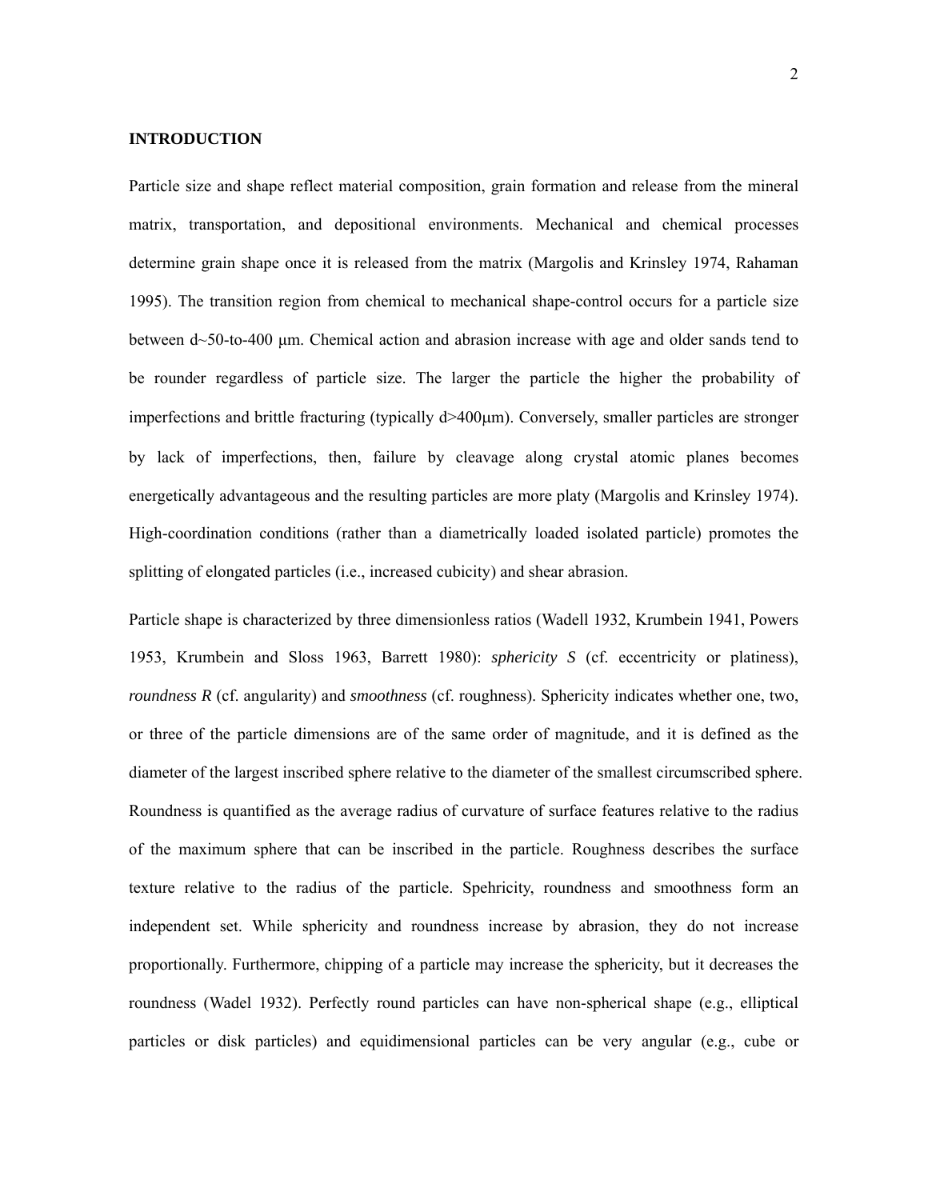## INTRODUCTION

Particle size and shape reflect material composition, grain formation and release from the mineral matrix, transportation, and depositional environments. Mechanical and chemical processes determine grain shape once it is released from the matrix (Margolis and Krinsley 1974, Rahaman 1995). The transition region from chemical to mechanical shape-control occurs for a particle size between d~50-to-400 μm. Chemical action and abrasion increase with age and older sands tend to be rounder regardless of particle size. The larger the particle the higher the probability of imperfections and brittle fracturing (typically d>400μm). Conversely, smaller particles are stronger by lack of imperfections, then, failure by cleavage along crystal atomic planes becomes energetically advantageous and the resulting particles are more platy (Margolis and Krinsley 1974). High-coordination conditions (rather than a diametrically loaded isolated particle) promotes the splitting of elongated particles (i.e., increased cubicity) and shear abrasion.

Particle shape is characterized by three dimensionless ratios (Wadell 1932, Krumbein 1941, Powers 1953, Krumbein and Sloss 1963, Barrett 1980): *sphericity S* (cf. eccentricity or platiness), *roundness R* (cf. angularity) and *smoothness* (cf. roughness). Sphericity indicates whether one, two, or three of the particle dimensions are of the same order of magnitude, and it is defined as the diameter of the largest inscribed sphere relative to the diameter of the smallest circumscribed sphere. Roundness is quantified as the average radius of curvature of surface features relative to the radius of the maximum sphere that can be inscribed in the particle. Roughness describes the surface texture relative to the radius of the particle. Spehricity, roundness and smoothness form an independent set. While sphericity and roundness increase by abrasion, they do not increase proportionally. Furthermore, chipping of a particle may increase the sphericity, but it decreases the roundness (Wadel 1932). Perfectly round particles can have non-spherical shape (e.g., elliptical particles or disk particles) and equidimensional particles can be very angular (e.g., cube or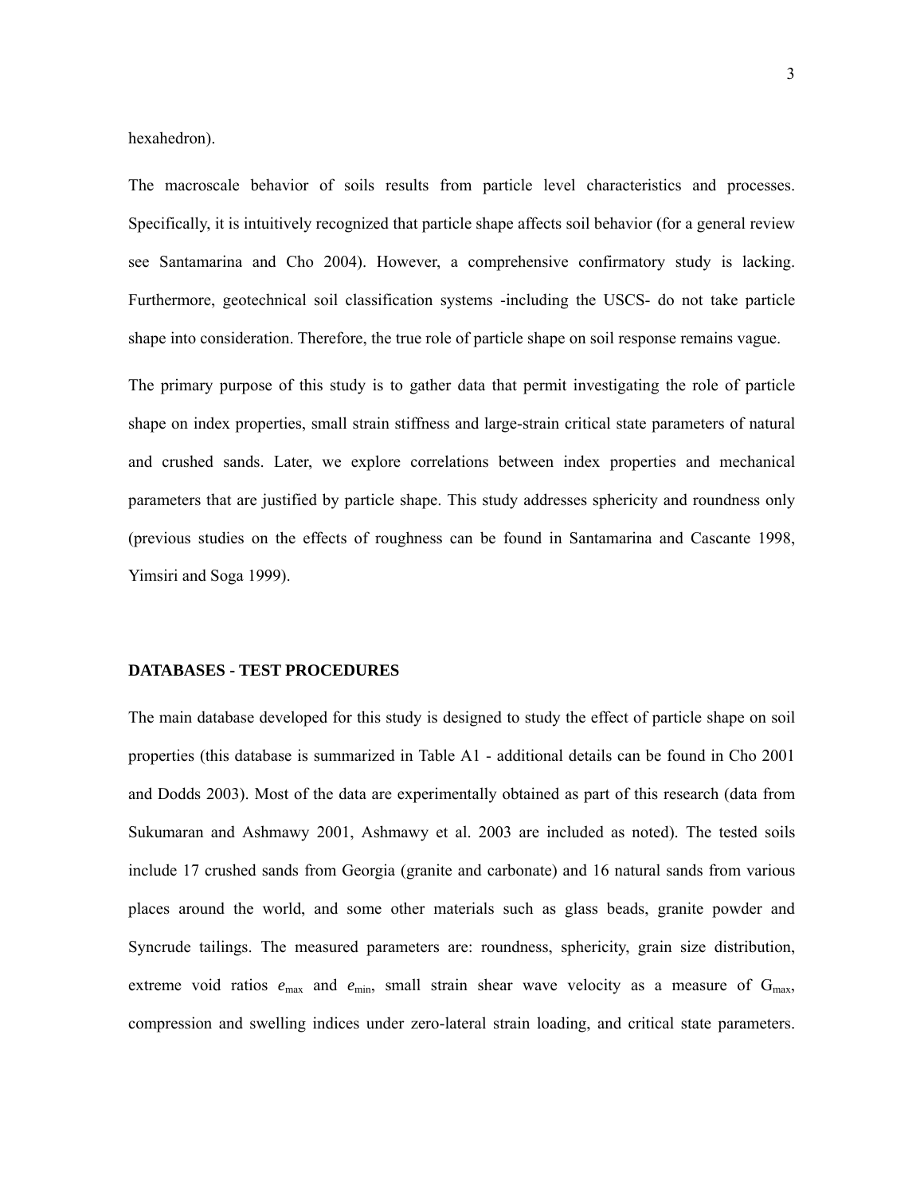hexahedron).

The macroscale behavior of soils results from particle level characteristics and processes. Specifically, it is intuitively recognized that particle shape affects soil behavior (for a general review see Santamarina and Cho 2004). However, a comprehensive confirmatory study is lacking. Furthermore, geotechnical soil classification systems -including the USCS- do not take particle shape into consideration. Therefore, the true role of particle shape on soil response remains vague.

The primary purpose of this study is to gather data that permit investigating the role of particle shape on index properties, small strain stiffness and large-strain critical state parameters of natural and crushed sands. Later, we explore correlations between index properties and mechanical parameters that are justified by particle shape. This study addresses sphericity and roundness only (previous studies on the effects of roughness can be found in Santamarina and Cascante 1998, Yimsiri and Soga 1999).

## DATABASES - TEST PROCEDURES

The main database developed for this study is designed to study the effect of particle shape on soil properties (this database is summarized in Table A1 - additional details can be found in Cho 2001 and Dodds 2003). Most of the data are experimentally obtained as part of this research (data from Sukumaran and Ashmawy 2001, Ashmawy et al. 2003 are included as noted). The tested soils include 17 crushed sands from Georgia (granite and carbonate) and 16 natural sands from various places around the world, and some other materials such as glass beads, granite powder and Syncrude tailings. The measured parameters are: roundness, sphericity, grain size distribution, extreme void ratios $e_{max}$ and $e_{min}$, small strain shear wave velocity as a measure of $G_{max}$, compression and swelling indices under zero-lateral strain loading, and critical state parameters.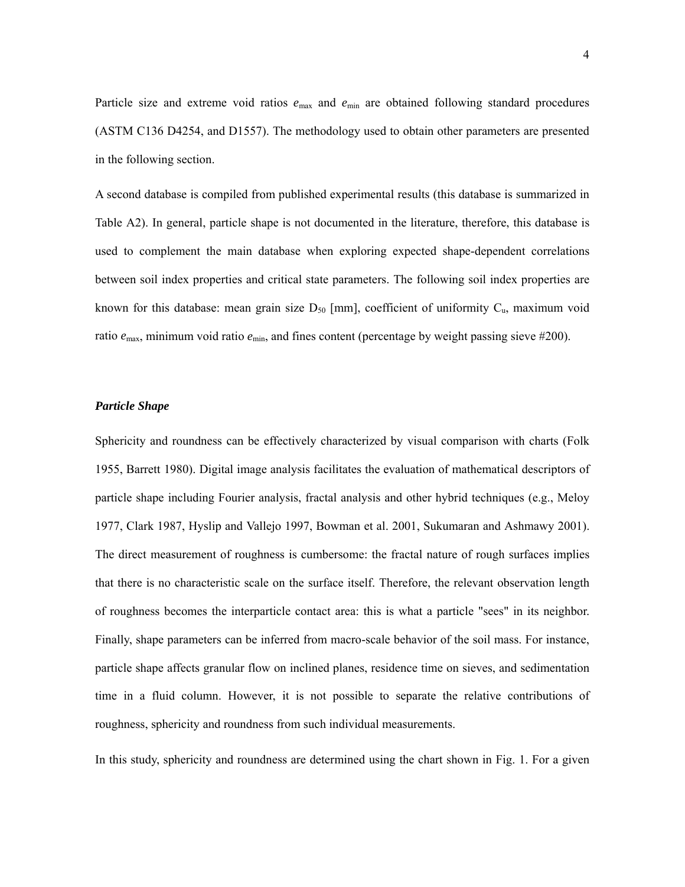Particle size and extreme void ratios $e_{max}$ and $e_{min}$ are obtained following standard procedures (ASTM C136 D4254, and D1557). The methodology used to obtain other parameters are presented in the following section.

A second database is compiled from published experimental results (this database is summarized in Table A2). In general, particle shape is not documented in the literature, therefore, this database is used to complement the main database when exploring expected shape-dependent correlations between soil index properties and critical state parameters. The following soil index properties are known for this database: mean grain size $D_{50}$ [mm], coefficient of uniformity $C_u$, maximum void ratio $e_{max}$, minimum void ratio $e_{min}$, and fines content (percentage by weight passing sieve #200).

### *Particle Shape*

Sphericity and roundness can be effectively characterized by visual comparison with charts (Folk 1955, Barrett 1980). Digital image analysis facilitates the evaluation of mathematical descriptors of particle shape including Fourier analysis, fractal analysis and other hybrid techniques (e.g., Meloy 1977, Clark 1987, Hyslip and Vallejo 1997, Bowman et al. 2001, Sukumaran and Ashmawy 2001). The direct measurement of roughness is cumbersome: the fractal nature of rough surfaces implies that there is no characteristic scale on the surface itself. Therefore, the relevant observation length of roughness becomes the interparticle contact area: this is what a particle "sees" in its neighbor. Finally, shape parameters can be inferred from macro-scale behavior of the soil mass. For instance, particle shape affects granular flow on inclined planes, residence time on sieves, and sedimentation time in a fluid column. However, it is not possible to separate the relative contributions of roughness, sphericity and roundness from such individual measurements.

In this study, sphericity and roundness are determined using the chart shown in Fig. 1. For a given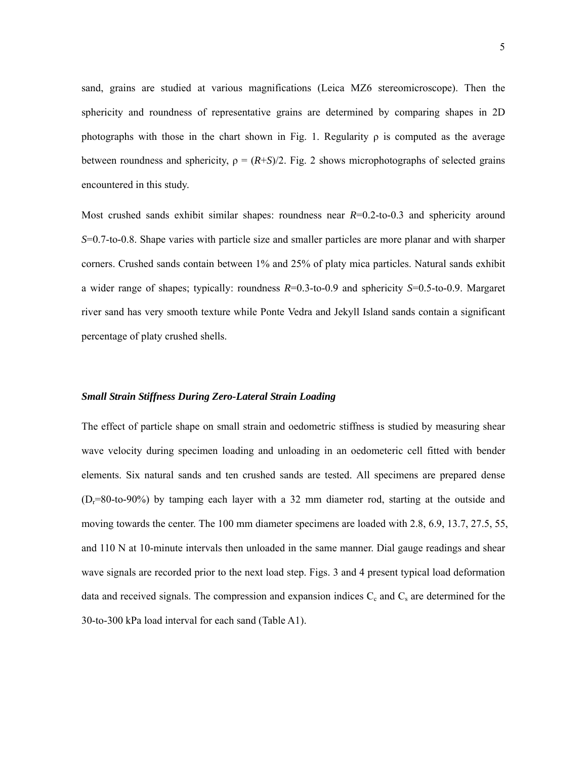sand, grains are studied at various magnifications (Leica MZ6 stereomicroscope). Then the sphericity and roundness of representative grains are determined by comparing shapes in 2D photographs with those in the chart shown in Fig. 1. Regularity $\rho$ is computed as the average between roundness and sphericity, $\rho = (R+S)/2$. Fig. 2 shows microphotographs of selected grains encountered in this study.

Most crushed sands exhibit similar shapes: roundness near $R$=0.2-to-0.3 and sphericity around $S$=0.7-to-0.8. Shape varies with particle size and smaller particles are more planar and with sharper corners. Crushed sands contain between 1% and 25% of platy mica particles. Natural sands exhibit a wider range of shapes; typically: roundness $R$=0.3-to-0.9 and sphericity $S$=0.5-to-0.9. Margaret river sand has very smooth texture while Ponte Vedra and Jekyll Island sands contain a significant percentage of platy crushed shells.

### *Small Strain Stiffness During Zero-Lateral Strain Loading*

The effect of particle shape on small strain and oedometric stiffness is studied by measuring shear wave velocity during specimen loading and unloading in an oedometeric cell fitted with bender elements. Six natural sands and ten crushed sands are tested. All specimens are prepared dense ($D_r$=80-to-90%) by tamping each layer with a 32 mm diameter rod, starting at the outside and moving towards the center. The 100 mm diameter specimens are loaded with 2.8, 6.9, 13.7, 27.5, 55, and 110 N at 10-minute intervals then unloaded in the same manner. Dial gauge readings and shear wave signals are recorded prior to the next load step. Figs. 3 and 4 present typical load deformation data and received signals. The compression and expansion indices $C_c$ and $C_s$ are determined for the 30-to-300 kPa load interval for each sand (Table A1).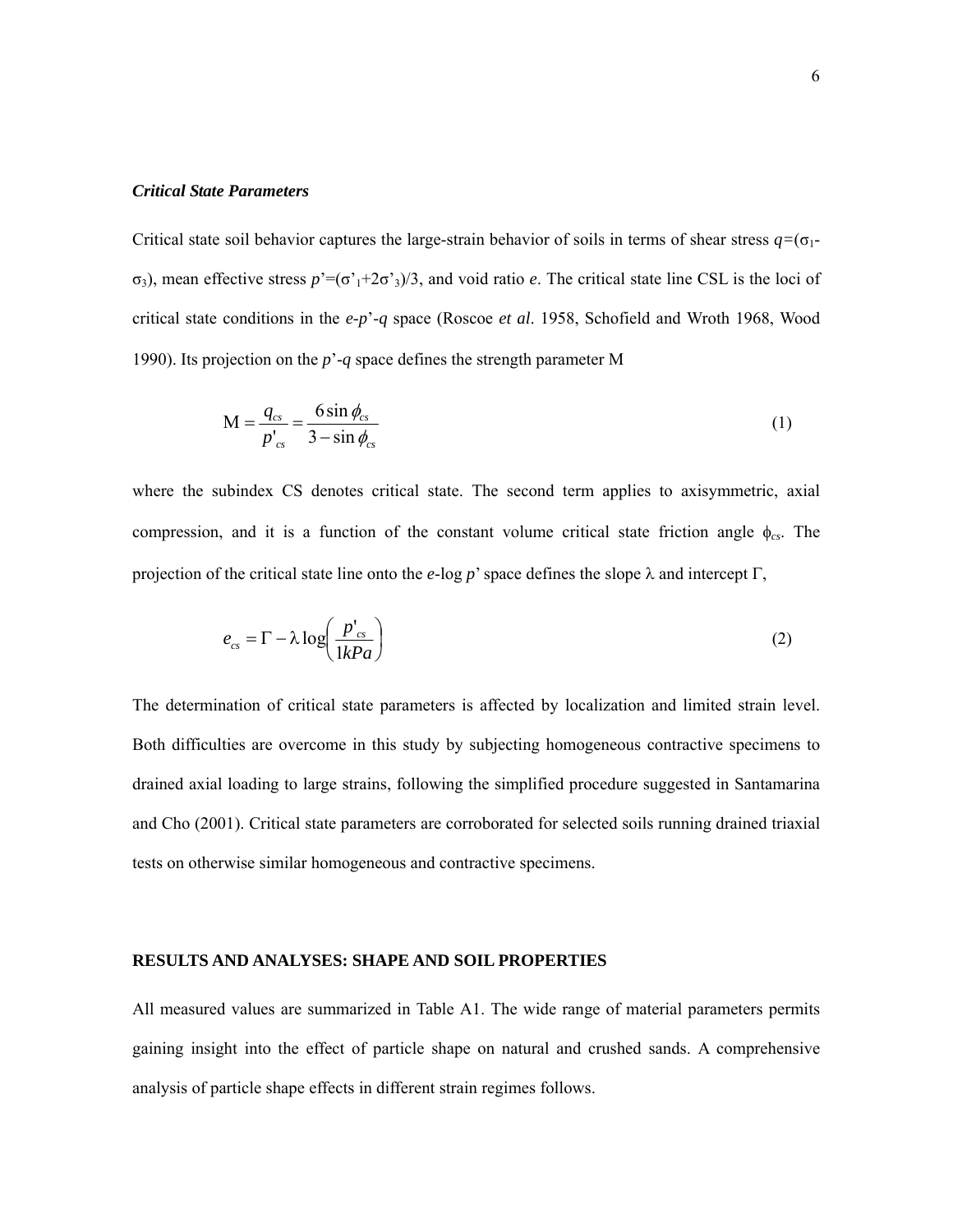### *Critical State Parameters*

Critical state soil behavior captures the large-strain behavior of soils in terms of shear stress $q=(\sigma_1-\sigma_3)$, mean effective stress $p'=(\sigma'_1+2\sigma'_3)/3$, and void ratio $e$. The critical state line CSL is the loci of critical state conditions in the $e$-$p'$-$q$ space (Roscoe *et al*. 1958, Schofield and Wroth 1968, Wood 1990). Its projection on the $p'$-$q$ space defines the strength parameter M

$$\mathrm{M} = \frac{q_{cs}}{p'_{cs}} = \frac{6 \sin \phi_{cs}}{3 - \sin \phi_{cs}} \tag{1}$$

where the subindex CS denotes critical state. The second term applies to axisymmetric, axial compression, and it is a function of the constant volume critical state friction angle $\phi_{cs}$. The projection of the critical state line onto the $e$-log $p'$ space defines the slope $\lambda$ and intercept $\Gamma$,

$$e_{cs} = \Gamma - \lambda \log\left(\frac{p'_{cs}}{1kPa}\right) \tag{2}$$

The determination of critical state parameters is affected by localization and limited strain level. Both difficulties are overcome in this study by subjecting homogeneous contractive specimens to drained axial loading to large strains, following the simplified procedure suggested in Santamarina and Cho (2001). Critical state parameters are corroborated for selected soils running drained triaxial tests on otherwise similar homogeneous and contractive specimens.

## RESULTS AND ANALYSES: SHAPE AND SOIL PROPERTIES

All measured values are summarized in Table A1. The wide range of material parameters permits gaining insight into the effect of particle shape on natural and crushed sands. A comprehensive analysis of particle shape effects in different strain regimes follows.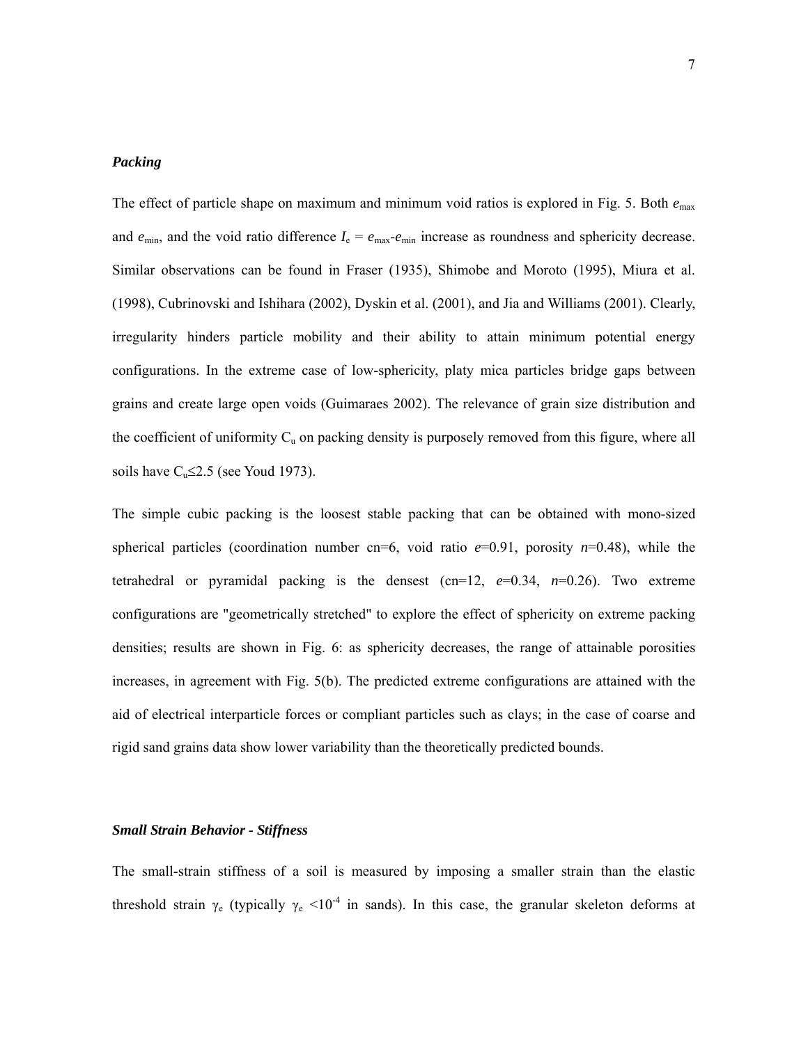### *Packing*

The effect of particle shape on maximum and minimum void ratios is explored in Fig. 5. Both $e_{max}$ and $e_{min}$, and the void ratio difference $I_e = e_{max}$-$e_{min}$ increase as roundness and sphericity decrease. Similar observations can be found in Fraser (1935), Shimobe and Moroto (1995), Miura et al. (1998), Cubrinovski and Ishihara (2002), Dyskin et al. (2001), and Jia and Williams (2001). Clearly, irregularity hinders particle mobility and their ability to attain minimum potential energy configurations. In the extreme case of low-sphericity, platy mica particles bridge gaps between grains and create large open voids (Guimaraes 2002). The relevance of grain size distribution and the coefficient of uniformity $C_u$ on packing density is purposely removed from this figure, where all soils have $C_u \leq 2.5$ (see Youd 1973).

The simple cubic packing is the loosest stable packing that can be obtained with mono-sized spherical particles (coordination number cn=6, void ratio $e$=0.91, porosity $n$=0.48), while the tetrahedral or pyramidal packing is the densest (cn=12, $e$=0.34, $n$=0.26). Two extreme configurations are "geometrically stretched" to explore the effect of sphericity on extreme packing densities; results are shown in Fig. 6: as sphericity decreases, the range of attainable porosities increases, in agreement with Fig. 5(b). The predicted extreme configurations are attained with the aid of electrical interparticle forces or compliant particles such as clays; in the case of coarse and rigid sand grains data show lower variability than the theoretically predicted bounds.

### *Small Strain Behavior - Stiffness*

The small-strain stiffness of a soil is measured by imposing a smaller strain than the elastic threshold strain $\gamma_e$ (typically $\gamma_e < 10^{-4}$ in sands). In this case, the granular skeleton deforms at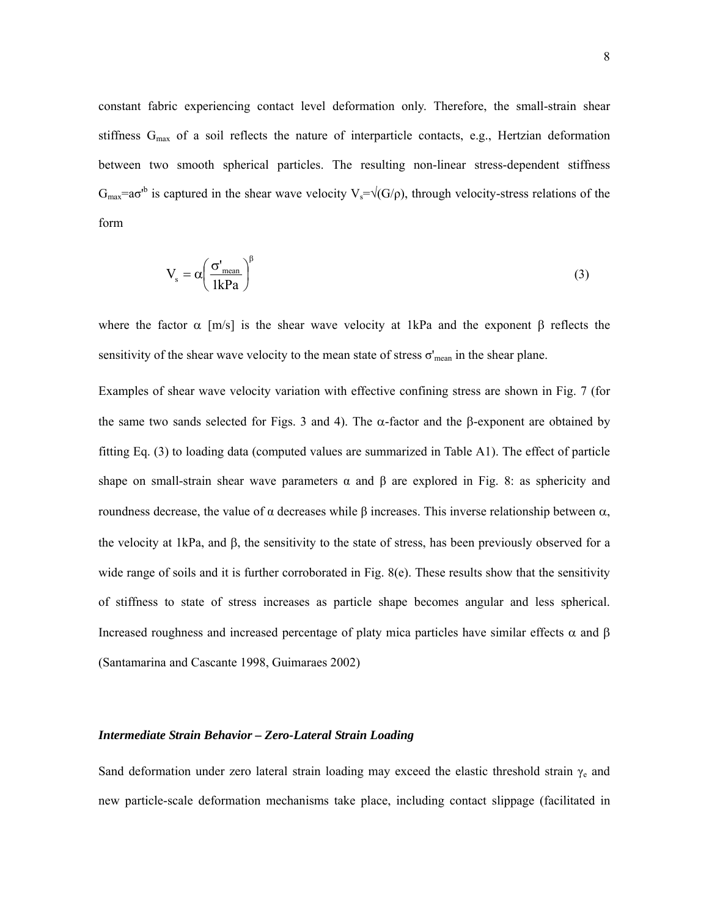constant fabric experiencing contact level deformation only. Therefore, the small-strain shear stiffness $G_{max}$ of a soil reflects the nature of interparticle contacts, e.g., Hertzian deformation between two smooth spherical particles. The resulting non-linear stress-dependent stiffness $G_{max}=a\sigma'^{b}$ is captured in the shear wave velocity $V_s=\sqrt{(G/\rho)}$, through velocity-stress relations of the form

$$V_s = \alpha \left( \frac{\sigma'_{mean}}{1\text{kPa}} \right)^{\beta} \tag{3}$$

where the factor $\alpha$ [m/s] is the shear wave velocity at 1kPa and the exponent $\beta$ reflects the sensitivity of the shear wave velocity to the mean state of stress $\sigma'_{mean}$ in the shear plane.

Examples of shear wave velocity variation with effective confining stress are shown in Fig. 7 (for the same two sands selected for Figs. 3 and 4). The $\alpha$-factor and the $\beta$-exponent are obtained by fitting Eq. (3) to loading data (computed values are summarized in Table A1). The effect of particle shape on small-strain shear wave parameters $\alpha$ and $\beta$ are explored in Fig. 8: as sphericity and roundness decrease, the value of $\alpha$ decreases while $\beta$ increases. This inverse relationship between $\alpha$, the velocity at 1kPa, and $\beta$, the sensitivity to the state of stress, has been previously observed for a wide range of soils and it is further corroborated in Fig. 8(e). These results show that the sensitivity of stiffness to state of stress increases as particle shape becomes angular and less spherical. Increased roughness and increased percentage of platy mica particles have similar effects $\alpha$ and $\beta$ (Santamarina and Cascante 1998, Guimaraes 2002)

### *Intermediate Strain Behavior – Zero-Lateral Strain Loading*

Sand deformation under zero lateral strain loading may exceed the elastic threshold strain $\gamma_e$ and new particle-scale deformation mechanisms take place, including contact slippage (facilitated in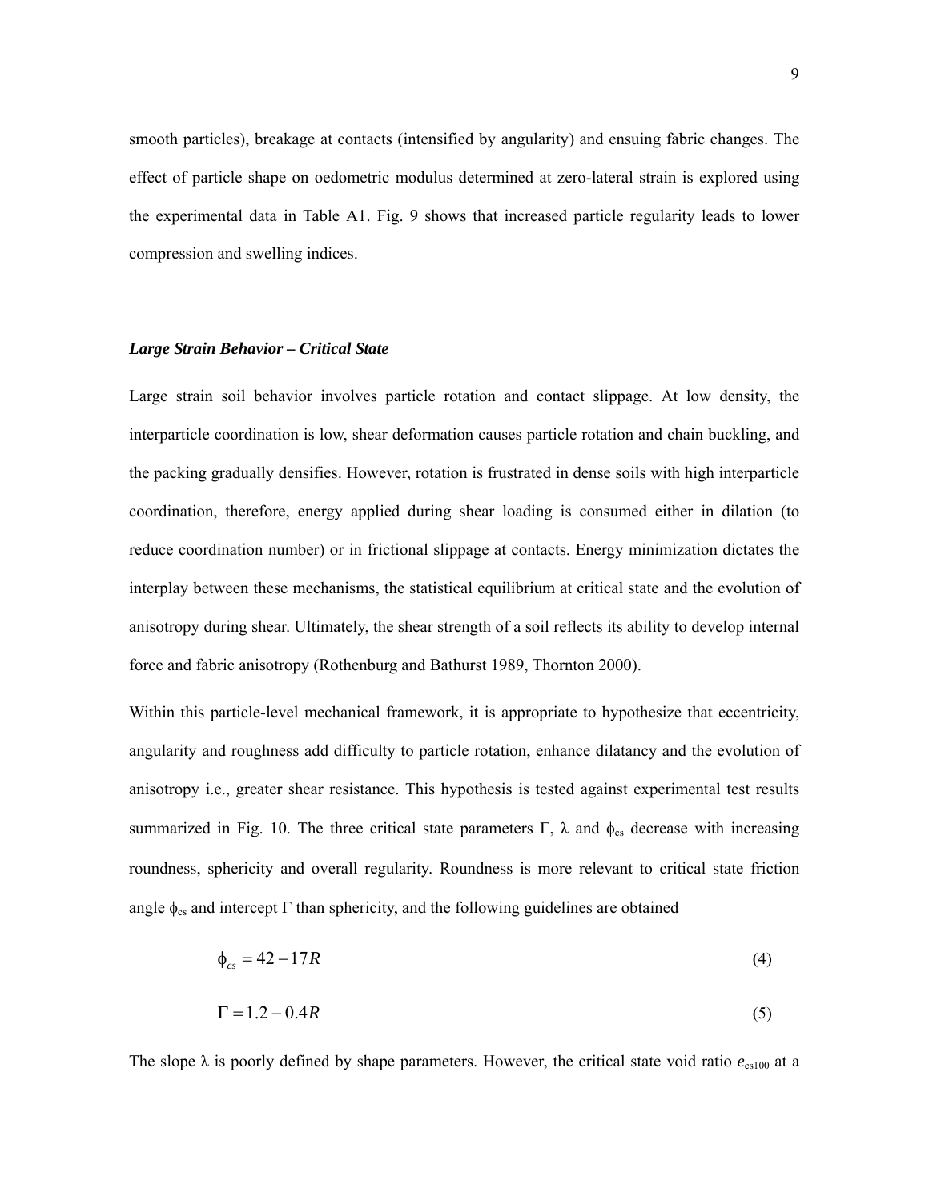smooth particles), breakage at contacts (intensified by angularity) and ensuing fabric changes. The effect of particle shape on oedometric modulus determined at zero-lateral strain is explored using the experimental data in Table A1. Fig. 9 shows that increased particle regularity leads to lower compression and swelling indices.

### *Large Strain Behavior – Critical State*

Large strain soil behavior involves particle rotation and contact slippage. At low density, the interparticle coordination is low, shear deformation causes particle rotation and chain buckling, and the packing gradually densifies. However, rotation is frustrated in dense soils with high interparticle coordination, therefore, energy applied during shear loading is consumed either in dilation (to reduce coordination number) or in frictional slippage at contacts. Energy minimization dictates the interplay between these mechanisms, the statistical equilibrium at critical state and the evolution of anisotropy during shear. Ultimately, the shear strength of a soil reflects its ability to develop internal force and fabric anisotropy (Rothenburg and Bathurst 1989, Thornton 2000).

Within this particle-level mechanical framework, it is appropriate to hypothesize that eccentricity, angularity and roughness add difficulty to particle rotation, enhance dilatancy and the evolution of anisotropy i.e., greater shear resistance. This hypothesis is tested against experimental test results summarized in Fig. 10. The three critical state parameters $\Gamma$, $\lambda$ and $\phi_{cs}$ decrease with increasing roundness, sphericity and overall regularity. Roundness is more relevant to critical state friction angle $\phi_{cs}$ and intercept $\Gamma$ than sphericity, and the following guidelines are obtained

$$\phi_{cs} = 42 - 17R \tag{4}$$

$$\Gamma = 1.2 - 0.4R \tag{5}$$

The slope $\lambda$ is poorly defined by shape parameters. However, the critical state void ratio $e_{cs100}$ at a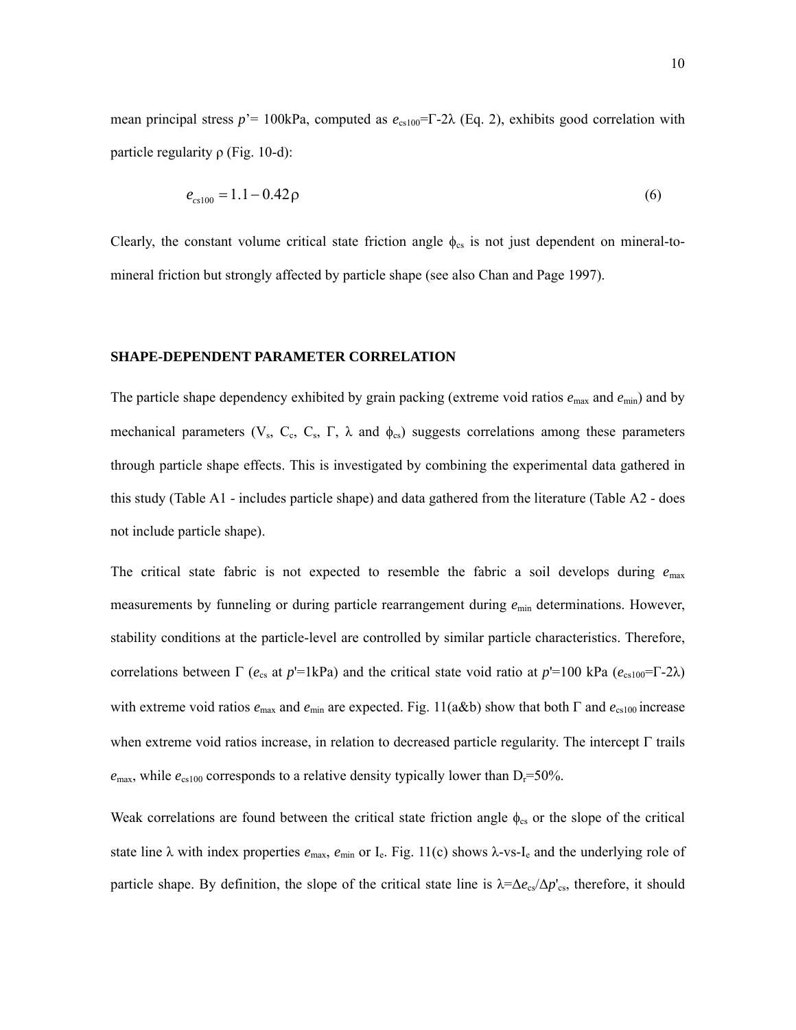mean principal stress $p'$= 100kPa, computed as $e_{cs100}$=Γ-2λ (Eq. 2), exhibits good correlation with particle regularity ρ (Fig. 10-d):

$$e_{cs100} = 1.1 - 0.42\rho \tag{6}$$

Clearly, the constant volume critical state friction angle $\phi_{cs}$ is not just dependent on mineral-to-mineral friction but strongly affected by particle shape (see also Chan and Page 1997).

## SHAPE-DEPENDENT PARAMETER CORRELATION

The particle shape dependency exhibited by grain packing (extreme void ratios $e_{max}$ and $e_{min}$) and by mechanical parameters ($V_s$, $C_c$, $C_s$, Γ, λ and $\phi_{cs}$) suggests correlations among these parameters through particle shape effects. This is investigated by combining the experimental data gathered in this study (Table A1 - includes particle shape) and data gathered from the literature (Table A2 - does not include particle shape).

The critical state fabric is not expected to resemble the fabric a soil develops during $e_{max}$ measurements by funneling or during particle rearrangement during $e_{min}$ determinations. However, stability conditions at the particle-level are controlled by similar particle characteristics. Therefore, correlations between Γ ($e_{cs}$ at $p'$=1kPa) and the critical state void ratio at $p'$=100 kPa ($e_{cs100}$=Γ-2λ) with extreme void ratios $e_{max}$ and $e_{min}$ are expected. Fig. 11(a&b) show that both Γ and $e_{cs100}$ increase when extreme void ratios increase, in relation to decreased particle regularity. The intercept Γ trails $e_{max}$, while $e_{cs100}$ corresponds to a relative density typically lower than $D_r$=50%.

Weak correlations are found between the critical state friction angle $\phi_{cs}$ or the slope of the critical state line λ with index properties $e_{max}$, $e_{min}$ or $I_e$. Fig. 11(c) shows λ-vs-$I_e$ and the underlying role of particle shape. By definition, the slope of the critical state line is $\lambda=\Delta e_{cs}/\Delta p'_{cs}$, therefore, it should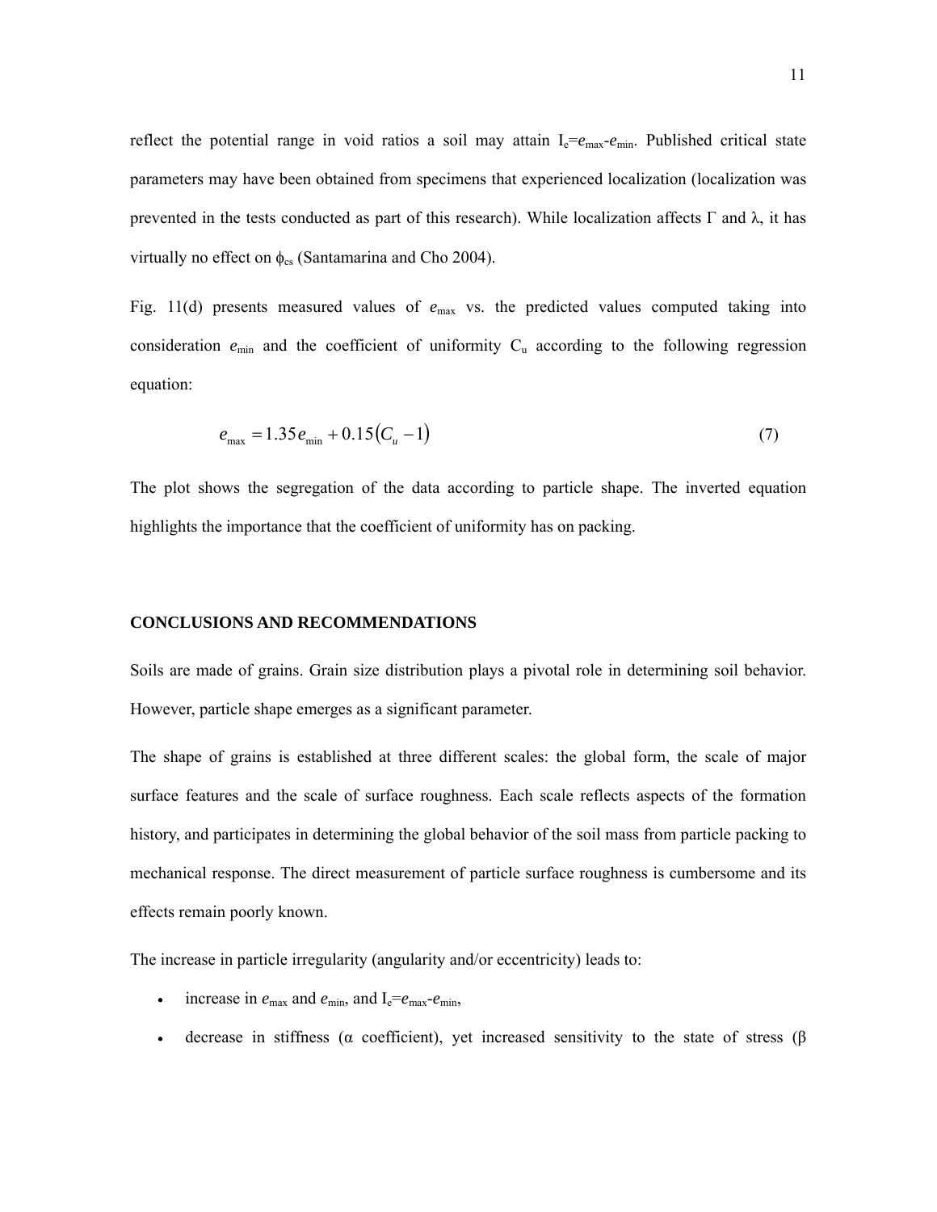reflect the potential range in void ratios a soil may attain $I_e = e_{max} - e_{min}$. Published critical state parameters may have been obtained from specimens that experienced localization (localization was prevented in the tests conducted as part of this research). While localization affects $\Gamma$ and $\lambda$, it has virtually no effect on $\phi_{cs}$ (Santamarina and Cho 2004).

Fig. 11(d) presents measured values of $e_{max}$ vs. the predicted values computed taking into consideration $e_{min}$ and the coefficient of uniformity $C_u$ according to the following regression equation:

$$e_{max} = 1.35 e_{min} + 0.15 (C_u - 1) \tag{7}$$

The plot shows the segregation of the data according to particle shape. The inverted equation highlights the importance that the coefficient of uniformity has on packing.

## CONCLUSIONS AND RECOMMENDATIONS

Soils are made of grains. Grain size distribution plays a pivotal role in determining soil behavior. However, particle shape emerges as a significant parameter.

The shape of grains is established at three different scales: the global form, the scale of major surface features and the scale of surface roughness. Each scale reflects aspects of the formation history, and participates in determining the global behavior of the soil mass from particle packing to mechanical response. The direct measurement of particle surface roughness is cumbersome and its effects remain poorly known.

The increase in particle irregularity (angularity and/or eccentricity) leads to:

- increase in $e_{max}$ and $e_{min}$, and $I_e = e_{max} - e_{min}$,
- decrease in stiffness ($\alpha$ coefficient), yet increased sensitivity to the state of stress ($\beta$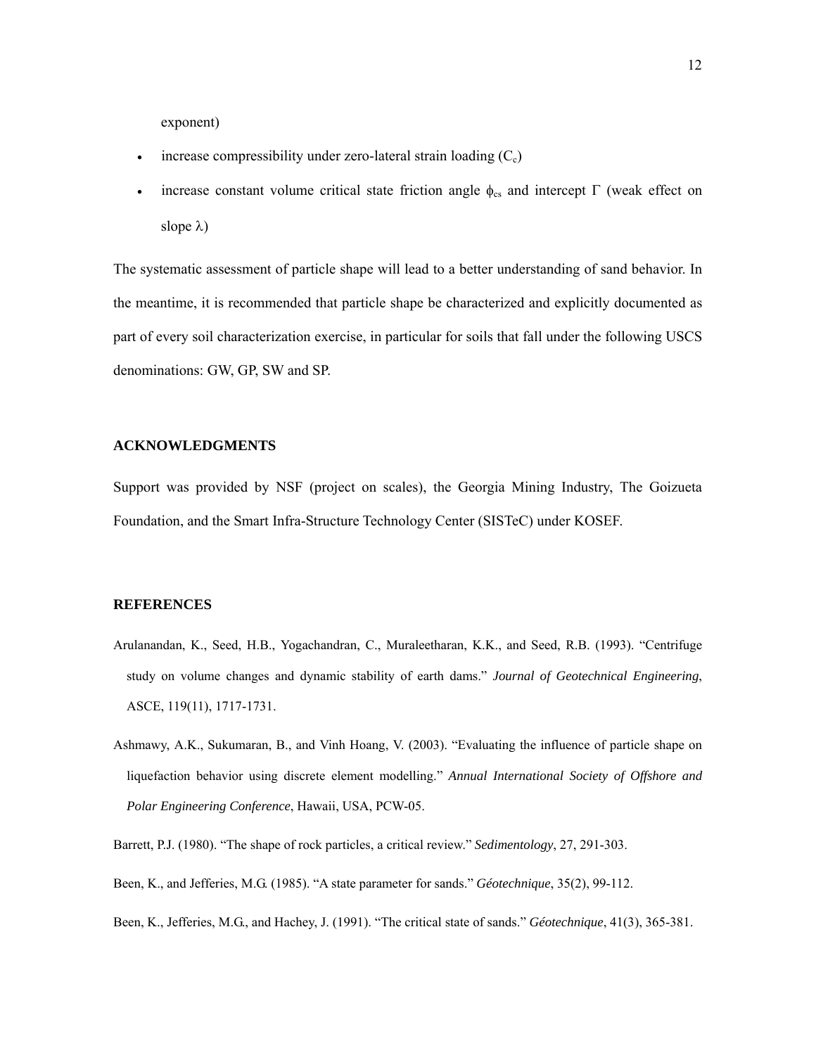exponent)

- increase compressibility under zero-lateral strain loading ($C_c$)
- increase constant volume critical state friction angle $\phi_{cs}$ and intercept $\Gamma$ (weak effect on slope $\lambda$)

The systematic assessment of particle shape will lead to a better understanding of sand behavior. In the meantime, it is recommended that particle shape be characterized and explicitly documented as part of every soil characterization exercise, in particular for soils that fall under the following USCS denominations: GW, GP, SW and SP.

## ACKNOWLEDGMENTS

Support was provided by NSF (project on scales), the Georgia Mining Industry, The Goizueta Foundation, and the Smart Infra-Structure Technology Center (SISTeC) under KOSEF.

## REFERENCES

Arulanandan, K., Seed, H.B., Yogachandran, C., Muraleetharan, K.K., and Seed, R.B. (1993). "Centrifuge study on volume changes and dynamic stability of earth dams." *Journal of Geotechnical Engineering*, ASCE, 119(11), 1717-1731.

Ashmawy, A.K., Sukumaran, B., and Vinh Hoang, V. (2003). "Evaluating the influence of particle shape on liquefaction behavior using discrete element modelling." *Annual International Society of Offshore and Polar Engineering Conference*, Hawaii, USA, PCW-05.

Barrett, P.J. (1980). "The shape of rock particles, a critical review." *Sedimentology*, 27, 291-303.

Been, K., and Jefferies, M.G. (1985). "A state parameter for sands." *Géotechnique*, 35(2), 99-112.

Been, K., Jefferies, M.G., and Hachey, J. (1991). "The critical state of sands." *Géotechnique*, 41(3), 365-381.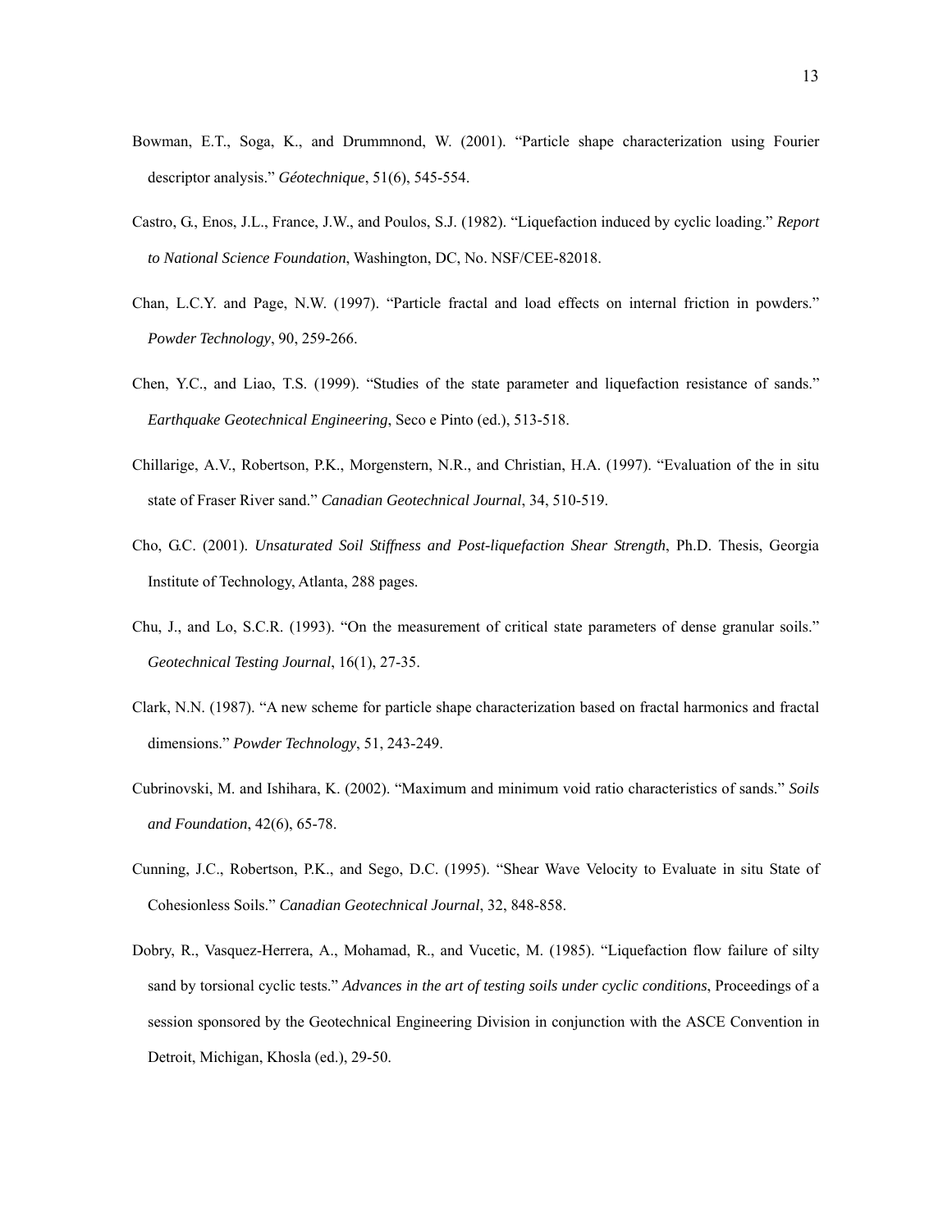Bowman, E.T., Soga, K., and Drummnond, W. (2001). "Particle shape characterization using Fourier descriptor analysis." *Géotechnique*, 51(6), 545-554.

Castro, G., Enos, J.L., France, J.W., and Poulos, S.J. (1982). "Liquefaction induced by cyclic loading." *Report to National Science Foundation*, Washington, DC, No. NSF/CEE-82018.

Chan, L.C.Y. and Page, N.W. (1997). "Particle fractal and load effects on internal friction in powders." *Powder Technology*, 90, 259-266.

Chen, Y.C., and Liao, T.S. (1999). "Studies of the state parameter and liquefaction resistance of sands." *Earthquake Geotechnical Engineering*, Seco e Pinto (ed.), 513-518.

Chillarige, A.V., Robertson, P.K., Morgenstern, N.R., and Christian, H.A. (1997). "Evaluation of the in situ state of Fraser River sand." *Canadian Geotechnical Journal*, 34, 510-519.

Cho, G.C. (2001). *Unsaturated Soil Stiffness and Post-liquefaction Shear Strength*, Ph.D. Thesis, Georgia Institute of Technology, Atlanta, 288 pages.

Chu, J., and Lo, S.C.R. (1993). "On the measurement of critical state parameters of dense granular soils." *Geotechnical Testing Journal*, 16(1), 27-35.

Clark, N.N. (1987). "A new scheme for particle shape characterization based on fractal harmonics and fractal dimensions." *Powder Technology*, 51, 243-249.

Cubrinovski, M. and Ishihara, K. (2002). "Maximum and minimum void ratio characteristics of sands." *Soils and Foundation*, 42(6), 65-78.

Cunning, J.C., Robertson, P.K., and Sego, D.C. (1995). "Shear Wave Velocity to Evaluate in situ State of Cohesionless Soils." *Canadian Geotechnical Journal*, 32, 848-858.

Dobry, R., Vasquez-Herrera, A., Mohamad, R., and Vucetic, M. (1985). "Liquefaction flow failure of silty sand by torsional cyclic tests." *Advances in the art of testing soils under cyclic conditions*, Proceedings of a session sponsored by the Geotechnical Engineering Division in conjunction with the ASCE Convention in Detroit, Michigan, Khosla (ed.), 29-50.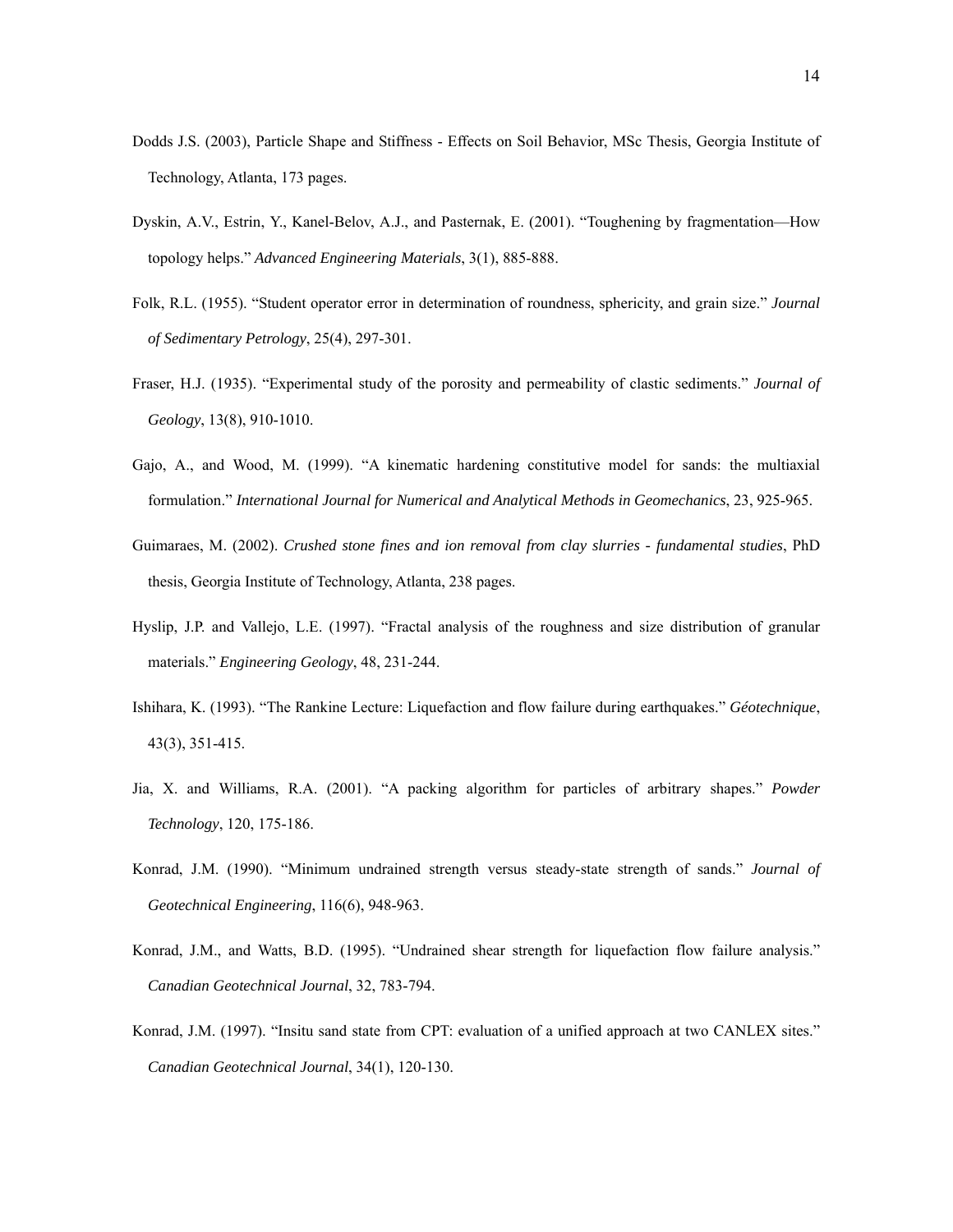Dodds J.S. (2003), Particle Shape and Stiffness - Effects on Soil Behavior, MSc Thesis, Georgia Institute of Technology, Atlanta, 173 pages.

Dyskin, A.V., Estrin, Y., Kanel-Belov, A.J., and Pasternak, E. (2001). "Toughening by fragmentation—How topology helps." *Advanced Engineering Materials*, 3(1), 885-888.

Folk, R.L. (1955). "Student operator error in determination of roundness, sphericity, and grain size." *Journal of Sedimentary Petrology*, 25(4), 297-301.

Fraser, H.J. (1935). "Experimental study of the porosity and permeability of clastic sediments." *Journal of Geology*, 13(8), 910-1010.

Gajo, A., and Wood, M. (1999). "A kinematic hardening constitutive model for sands: the multiaxial formulation." *International Journal for Numerical and Analytical Methods in Geomechanics*, 23, 925-965.

Guimaraes, M. (2002). *Crushed stone fines and ion removal from clay slurries - fundamental studies*, PhD thesis, Georgia Institute of Technology, Atlanta, 238 pages.

Hyslip, J.P. and Vallejo, L.E. (1997). "Fractal analysis of the roughness and size distribution of granular materials." *Engineering Geology*, 48, 231-244.

Ishihara, K. (1993). "The Rankine Lecture: Liquefaction and flow failure during earthquakes." *Géotechnique*, 43(3), 351-415.

Jia, X. and Williams, R.A. (2001). "A packing algorithm for particles of arbitrary shapes." *Powder Technology*, 120, 175-186.

Konrad, J.M. (1990). "Minimum undrained strength versus steady-state strength of sands." *Journal of Geotechnical Engineering*, 116(6), 948-963.

Konrad, J.M., and Watts, B.D. (1995). "Undrained shear strength for liquefaction flow failure analysis." *Canadian Geotechnical Journal*, 32, 783-794.

Konrad, J.M. (1997). "Insitu sand state from CPT: evaluation of a unified approach at two CANLEX sites." *Canadian Geotechnical Journal*, 34(1), 120-130.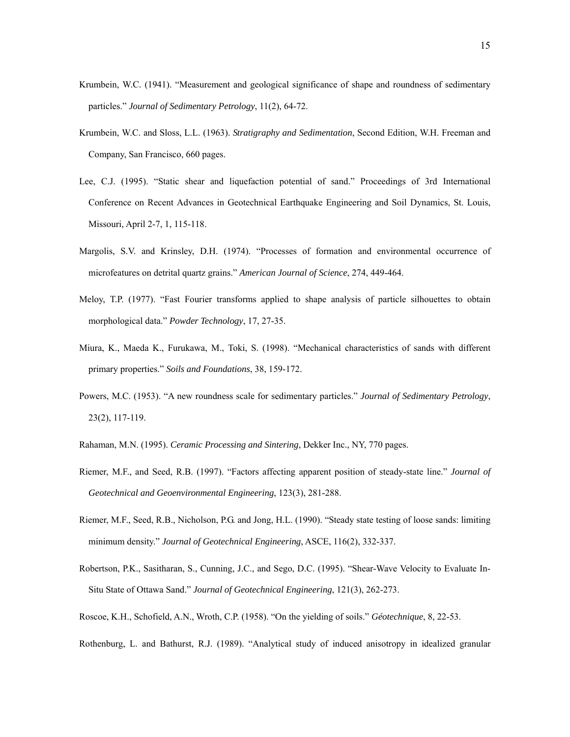Krumbein, W.C. (1941). "Measurement and geological significance of shape and roundness of sedimentary particles." *Journal of Sedimentary Petrology*, 11(2), 64-72.

Krumbein, W.C. and Sloss, L.L. (1963). *Stratigraphy and Sedimentation*, Second Edition, W.H. Freeman and Company, San Francisco, 660 pages.

Lee, C.J. (1995). "Static shear and liquefaction potential of sand." Proceedings of 3rd International Conference on Recent Advances in Geotechnical Earthquake Engineering and Soil Dynamics, St. Louis, Missouri, April 2-7, 1, 115-118.

Margolis, S.V. and Krinsley, D.H. (1974). "Processes of formation and environmental occurrence of microfeatures on detrital quartz grains." *American Journal of Science*, 274, 449-464.

Meloy, T.P. (1977). "Fast Fourier transforms applied to shape analysis of particle silhouettes to obtain morphological data." *Powder Technology*, 17, 27-35.

Miura, K., Maeda K., Furukawa, M., Toki, S. (1998). "Mechanical characteristics of sands with different primary properties." *Soils and Foundations*, 38, 159-172.

Powers, M.C. (1953). "A new roundness scale for sedimentary particles." *Journal of Sedimentary Petrology*, 23(2), 117-119.

Rahaman, M.N. (1995). *Ceramic Processing and Sintering*, Dekker Inc., NY, 770 pages.

Riemer, M.F., and Seed, R.B. (1997). "Factors affecting apparent position of steady-state line." *Journal of Geotechnical and Geoenvironmental Engineering*, 123(3), 281-288.

Riemer, M.F., Seed, R.B., Nicholson, P.G. and Jong, H.L. (1990). "Steady state testing of loose sands: limiting minimum density." *Journal of Geotechnical Engineering*, ASCE, 116(2), 332-337.

Robertson, P.K., Sasitharan, S., Cunning, J.C., and Sego, D.C. (1995). "Shear-Wave Velocity to Evaluate In-Situ State of Ottawa Sand." *Journal of Geotechnical Engineering*, 121(3), 262-273.

Roscoe, K.H., Schofield, A.N., Wroth, C.P. (1958). "On the yielding of soils." *Géotechnique*, 8, 22-53.

Rothenburg, L. and Bathurst, R.J. (1989). "Analytical study of induced anisotropy in idealized granular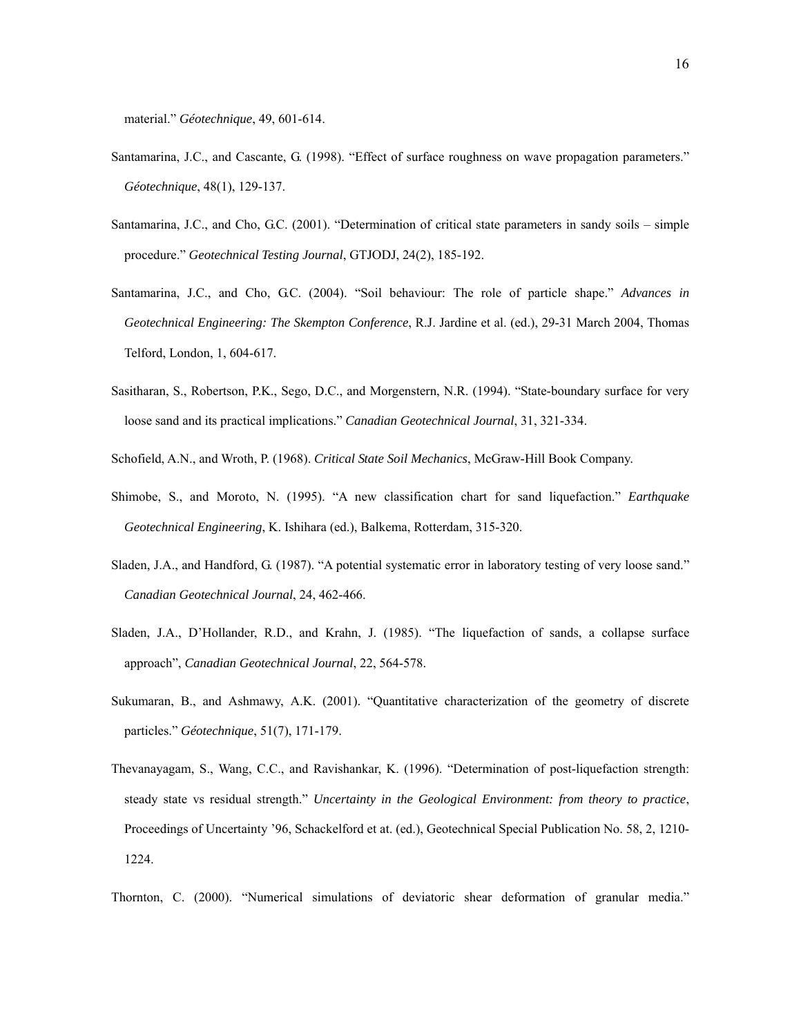material." *Géotechnique*, 49, 601-614.

Santamarina, J.C., and Cascante, G. (1998). "Effect of surface roughness on wave propagation parameters." *Géotechnique*, 48(1), 129-137.

Santamarina, J.C., and Cho, G.C. (2001). "Determination of critical state parameters in sandy soils – simple procedure." *Geotechnical Testing Journal*, GTJODJ, 24(2), 185-192.

Santamarina, J.C., and Cho, G.C. (2004). "Soil behaviour: The role of particle shape." *Advances in Geotechnical Engineering: The Skempton Conference*, R.J. Jardine et al. (ed.), 29-31 March 2004, Thomas Telford, London, 1, 604-617.

Sasitharan, S., Robertson, P.K., Sego, D.C., and Morgenstern, N.R. (1994). "State-boundary surface for very loose sand and its practical implications." *Canadian Geotechnical Journal*, 31, 321-334.

Schofield, A.N., and Wroth, P. (1968). *Critical State Soil Mechanics*, McGraw-Hill Book Company.

Shimobe, S., and Moroto, N. (1995). "A new classification chart for sand liquefaction." *Earthquake Geotechnical Engineering*, K. Ishihara (ed.), Balkema, Rotterdam, 315-320.

Sladen, J.A., and Handford, G. (1987). "A potential systematic error in laboratory testing of very loose sand." *Canadian Geotechnical Journal*, 24, 462-466.

Sladen, J.A., D'Hollander, R.D., and Krahn, J. (1985). "The liquefaction of sands, a collapse surface approach", *Canadian Geotechnical Journal*, 22, 564-578.

Sukumaran, B., and Ashmawy, A.K. (2001). "Quantitative characterization of the geometry of discrete particles." *Géotechnique*, 51(7), 171-179.

Thevanayagam, S., Wang, C.C., and Ravishankar, K. (1996). "Determination of post-liquefaction strength: steady state vs residual strength." *Uncertainty in the Geological Environment: from theory to practice*, Proceedings of Uncertainty '96, Schackelford et at. (ed.), Geotechnical Special Publication No. 58, 2, 1210-1224.

Thornton, C. (2000). "Numerical simulations of deviatoric shear deformation of granular media."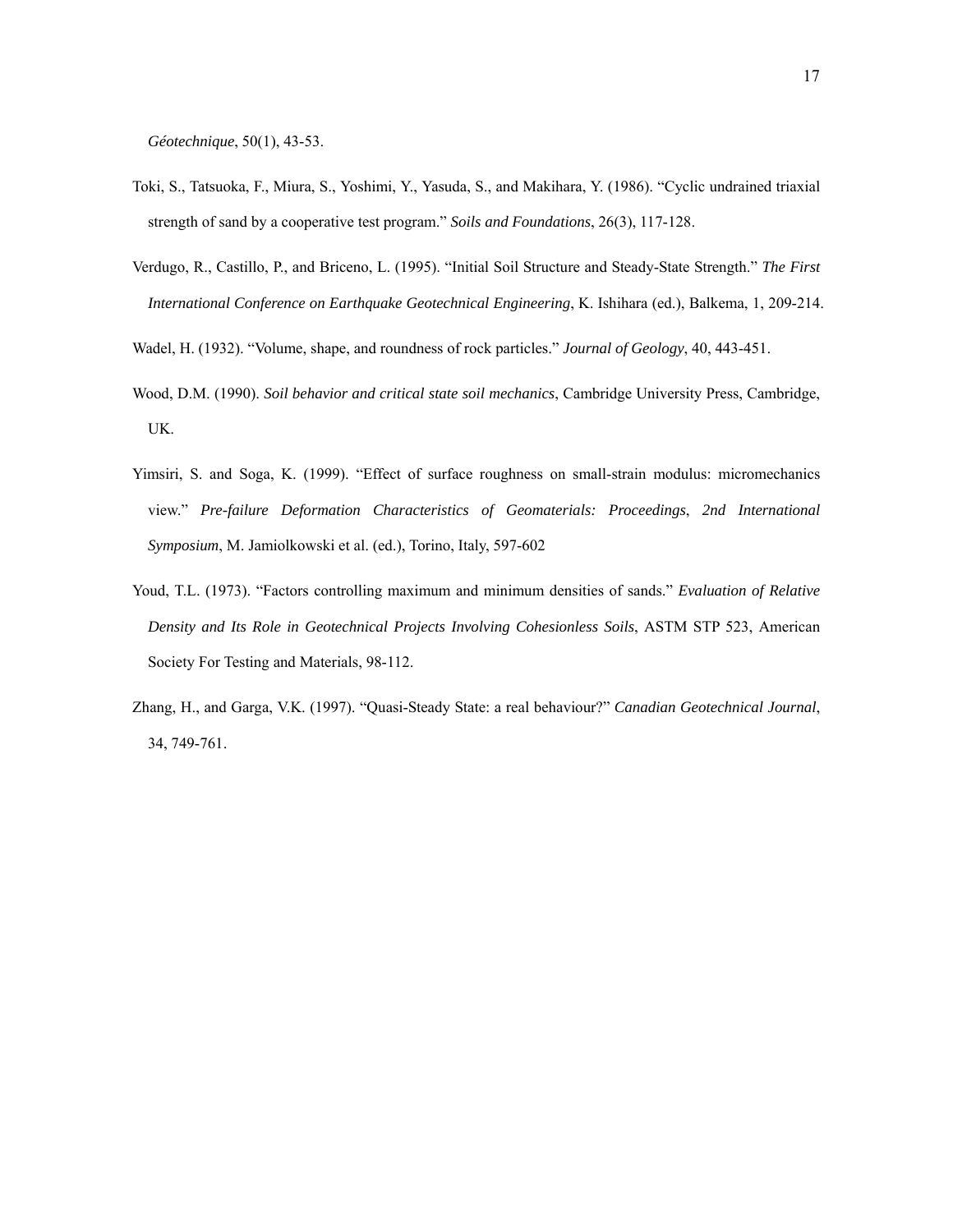*Géotechnique*, 50(1), 43-53.

Toki, S., Tatsuoka, F., Miura, S., Yoshimi, Y., Yasuda, S., and Makihara, Y. (1986). "Cyclic undrained triaxial strength of sand by a cooperative test program." *Soils and Foundations*, 26(3), 117-128.

Verdugo, R., Castillo, P., and Briceno, L. (1995). "Initial Soil Structure and Steady-State Strength." *The First International Conference on Earthquake Geotechnical Engineering*, K. Ishihara (ed.), Balkema, 1, 209-214.

Wadel, H. (1932). "Volume, shape, and roundness of rock particles." *Journal of Geology*, 40, 443-451.

Wood, D.M. (1990). *Soil behavior and critical state soil mechanics*, Cambridge University Press, Cambridge, UK.

Yimsiri, S. and Soga, K. (1999). "Effect of surface roughness on small-strain modulus: micromechanics view." *Pre-failure Deformation Characteristics of Geomaterials: Proceedings*, *2nd International Symposium*, M. Jamiolkowski et al. (ed.), Torino, Italy, 597-602

Youd, T.L. (1973). "Factors controlling maximum and minimum densities of sands." *Evaluation of Relative Density and Its Role in Geotechnical Projects Involving Cohesionless Soils*, ASTM STP 523, American Society For Testing and Materials, 98-112.

Zhang, H., and Garga, V.K. (1997). "Quasi-Steady State: a real behaviour?" *Canadian Geotechnical Journal*, 34, 749-761.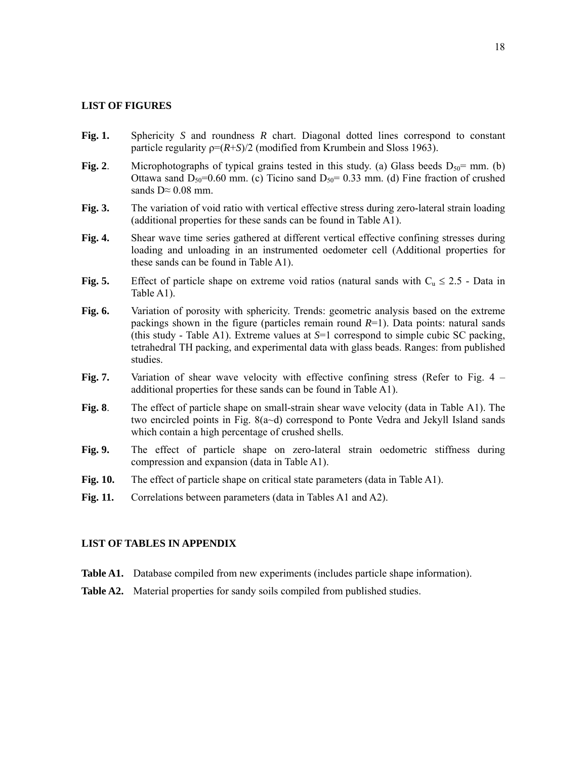## LIST OF FIGURES

**Fig. 1.** Sphericity *S* and roundness *R* chart. Diagonal dotted lines correspond to constant particle regularity $\rho=(R+S)/2$ (modified from Krumbein and Sloss 1963).

**Fig. 2**. Microphotographs of typical grains tested in this study. (a) Glass beeds $D_{50}$= mm. (b) Ottawa sand $D_{50}$=0.60 mm. (c) Ticino sand $D_{50}$= 0.33 mm. (d) Fine fraction of crushed sands D≈ 0.08 mm.

**Fig. 3.** The variation of void ratio with vertical effective stress during zero-lateral strain loading (additional properties for these sands can be found in Table A1).

**Fig. 4.** Shear wave time series gathered at different vertical effective confining stresses during loading and unloading in an instrumented oedometer cell (Additional properties for these sands can be found in Table A1).

**Fig. 5.** Effect of particle shape on extreme void ratios (natural sands with $C_u \leq 2.5$ - Data in Table A1).

**Fig. 6.** Variation of porosity with sphericity. Trends: geometric analysis based on the extreme packings shown in the figure (particles remain round *R*=1). Data points: natural sands (this study - Table A1). Extreme values at *S*=1 correspond to simple cubic SC packing, tetrahedral TH packing, and experimental data with glass beads. Ranges: from published studies.

**Fig. 7.** Variation of shear wave velocity with effective confining stress (Refer to Fig. 4 – additional properties for these sands can be found in Table A1).

**Fig. 8**. The effect of particle shape on small-strain shear wave velocity (data in Table A1). The two encircled points in Fig. 8(a~d) correspond to Ponte Vedra and Jekyll Island sands which contain a high percentage of crushed shells.

**Fig. 9.** The effect of particle shape on zero-lateral strain oedometric stiffness during compression and expansion (data in Table A1).

**Fig. 10.** The effect of particle shape on critical state parameters (data in Table A1).

**Fig. 11.** Correlations between parameters (data in Tables A1 and A2).

## LIST OF TABLES IN APPENDIX

**Table A1.** Database compiled from new experiments (includes particle shape information).

**Table A2.** Material properties for sandy soils compiled from published studies.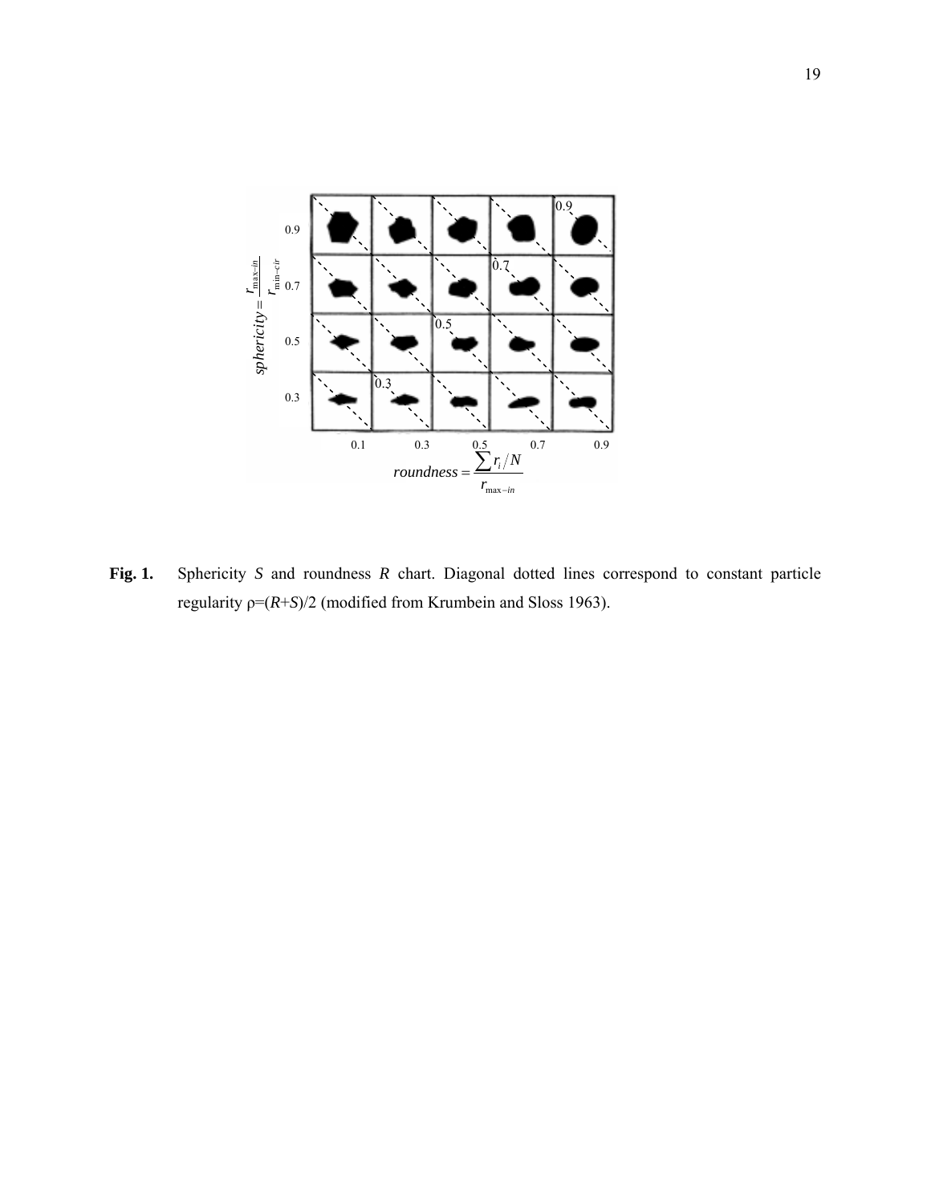**Fig. 1.** Sphericity $S$ and roundness $R$ chart. Diagonal dotted lines correspond to constant particle regularity $\rho=(R+S)/2$ (modified from Krumbein and Sloss 1963).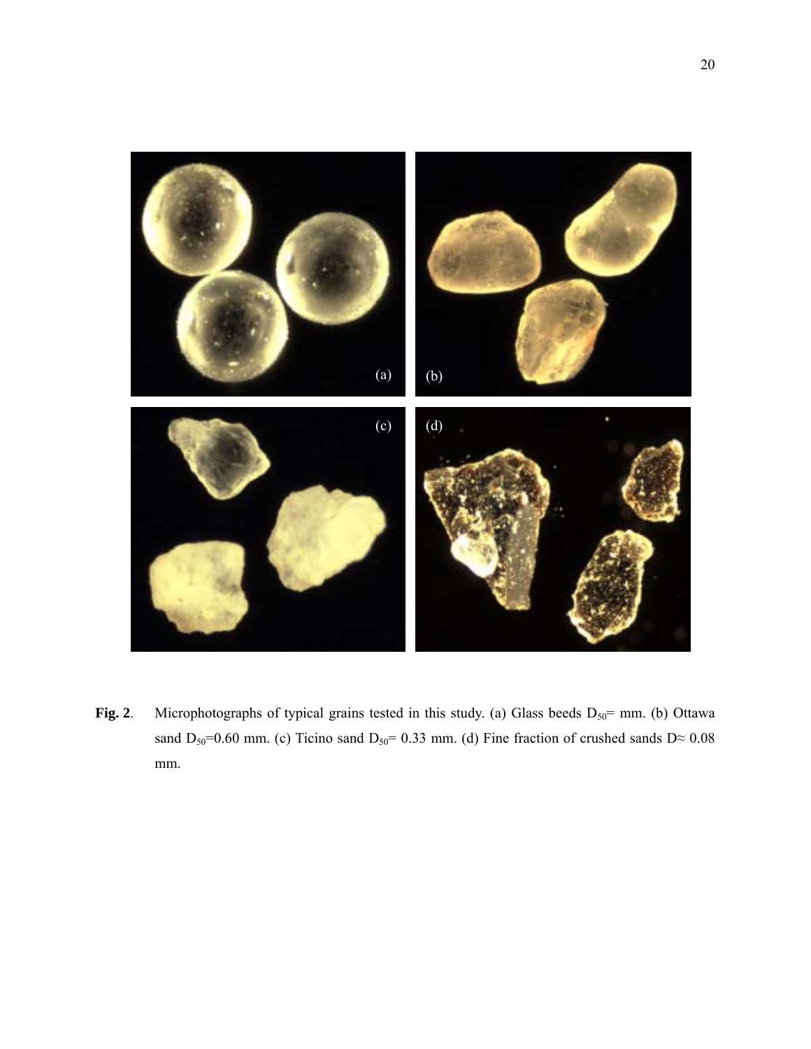**Fig. 2**. Microphotographs of typical grains tested in this study. (a) Glass beeds $D_{50}$= mm. (b) Ottawa sand $D_{50}$=0.60 mm. (c) Ticino sand $D_{50}$= 0.33 mm. (d) Fine fraction of crushed sands $D \approx 0.08$ mm.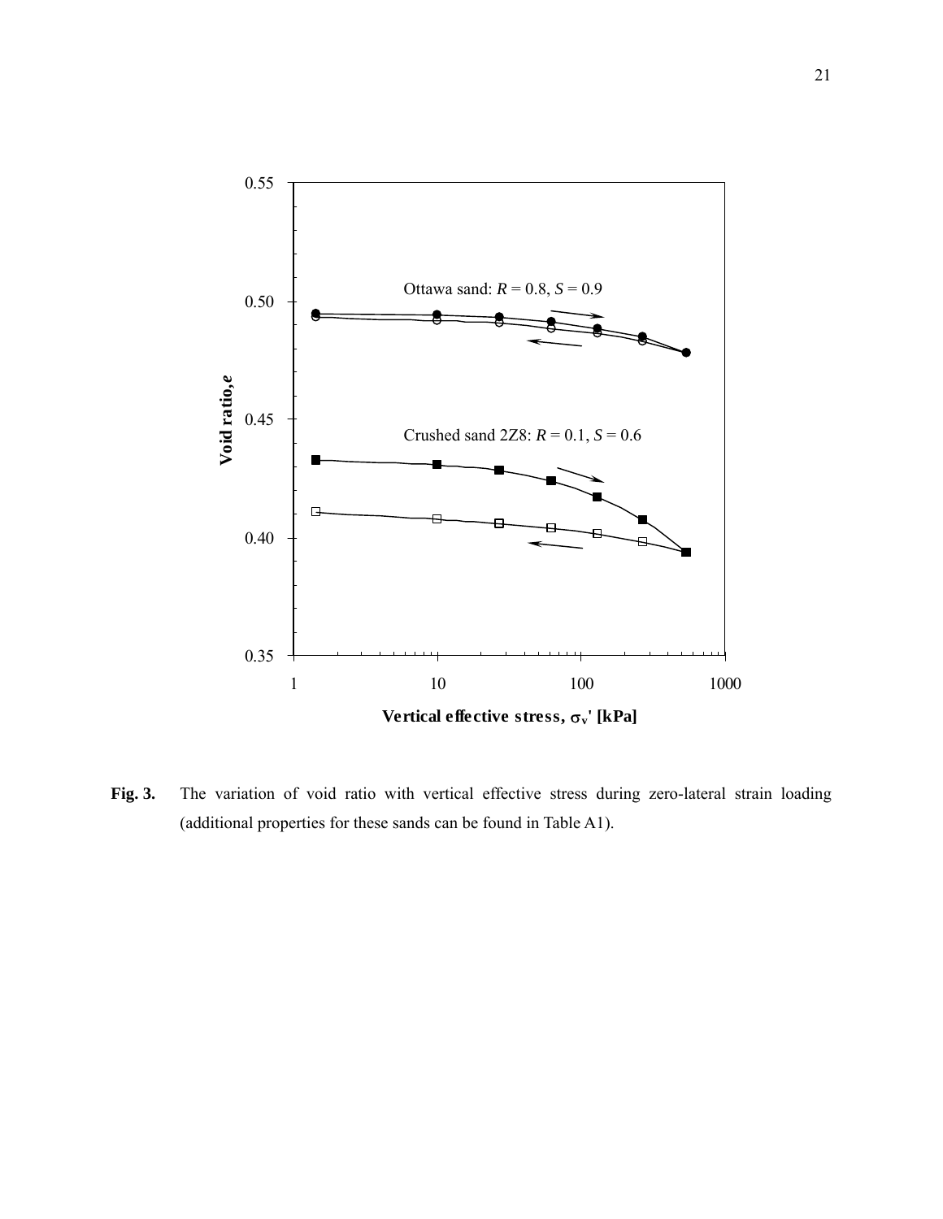**Fig. 3.** The variation of void ratio with vertical effective stress during zero-lateral strain loading (additional properties for these sands can be found in Table A1).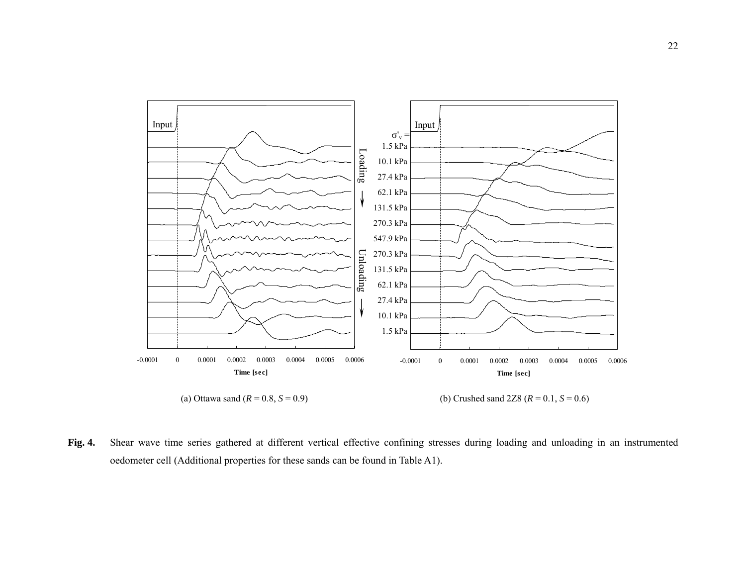(a) Ottawa sand ($R$ = 0.8, $S$ = 0.9)

(b) Crushed sand 2Z8 ($R$ = 0.1, $S$ = 0.6)

**Fig. 4.** Shear wave time series gathered at different vertical effective confining stresses during loading and unloading in an instrumented oedometer cell (Additional properties for these sands can be found in Table A1).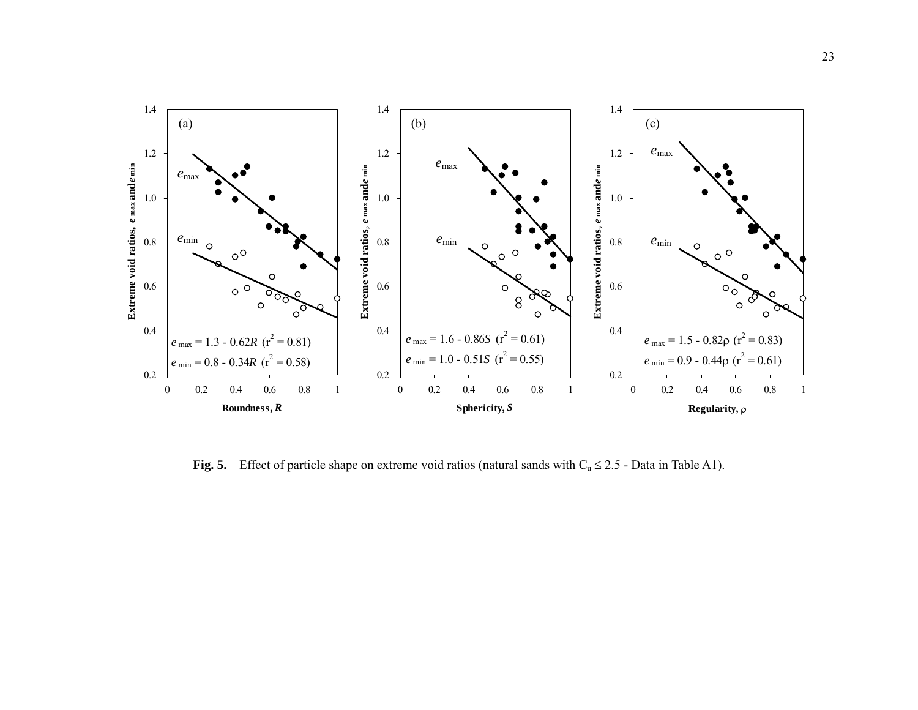**Fig. 5.** Effect of particle shape on extreme void ratios (natural sands with $C_u \leq 2.5$ - Data in Table A1).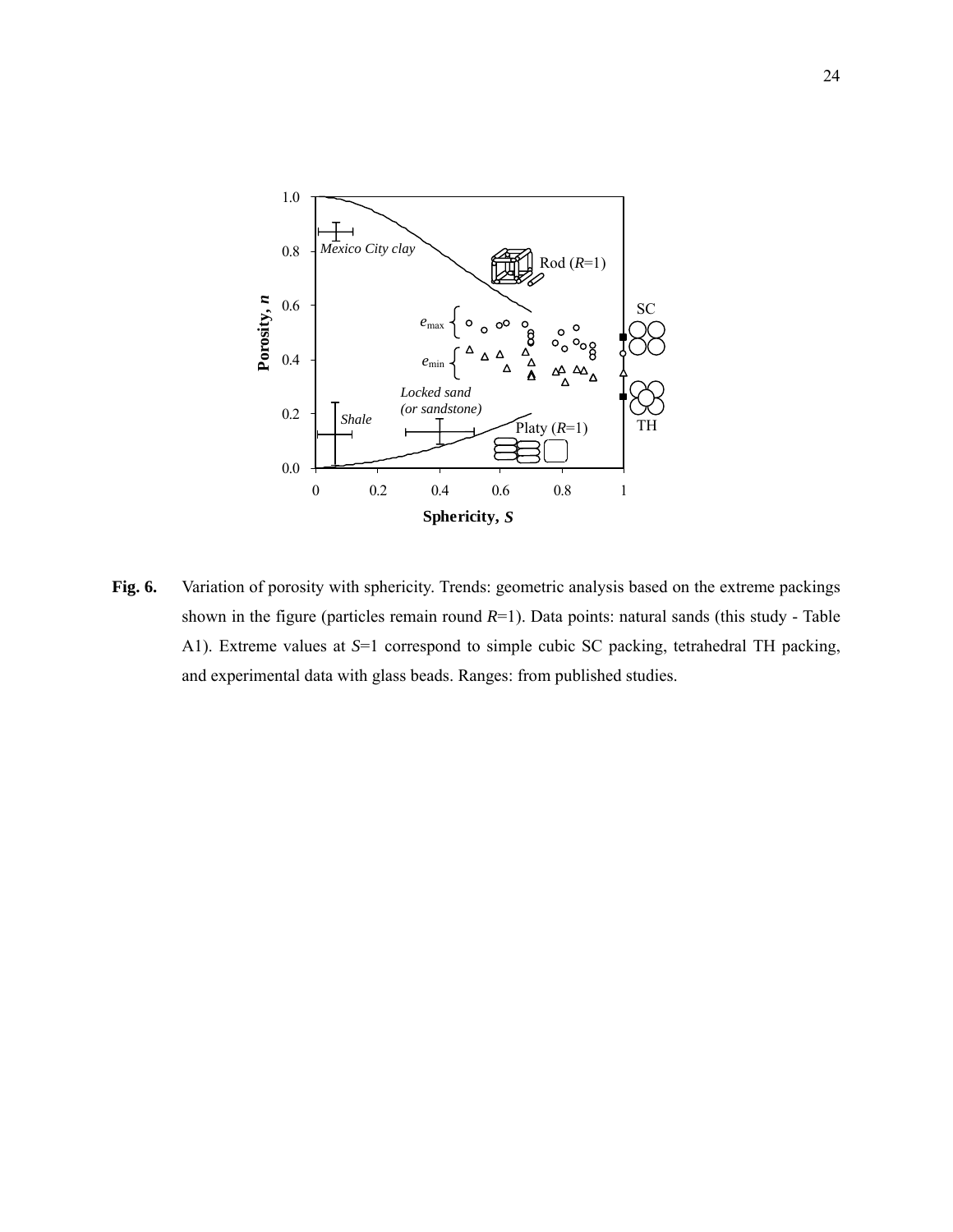**Fig. 6.** Variation of porosity with sphericity. Trends: geometric analysis based on the extreme packings shown in the figure (particles remain round $R$=1). Data points: natural sands (this study - Table A1). Extreme values at $S$=1 correspond to simple cubic SC packing, tetrahedral TH packing, and experimental data with glass beads. Ranges: from published studies.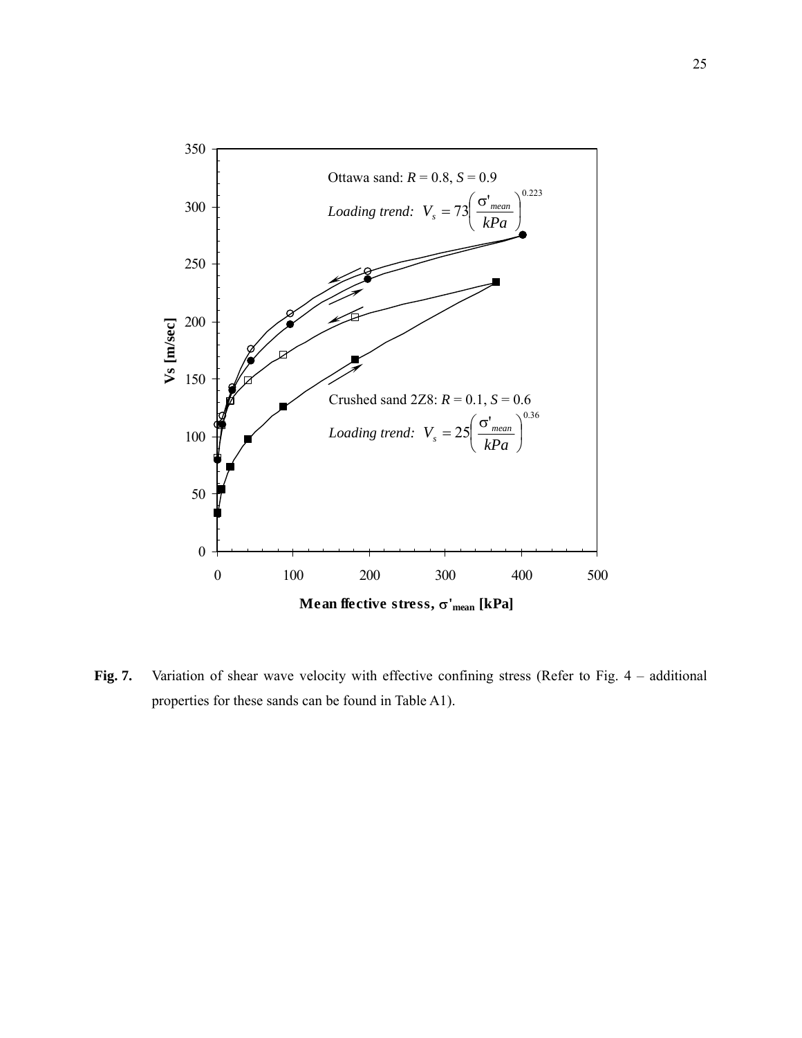Ottawa sand: $R = 0.8$, $S = 0.9$

*Loading trend:* $V_s = 73\left(\frac{\sigma'_{mean}}{kPa}\right)^{0.223}$

Crushed sand 2Z8: $R = 0.1$, $S = 0.6$

*Loading trend:* $V_s = 25\left(\frac{\sigma'_{mean}}{kPa}\right)^{0.36}$

**Fig. 7.** Variation of shear wave velocity with effective confining stress (Refer to Fig. 4 – additional properties for these sands can be found in Table A1).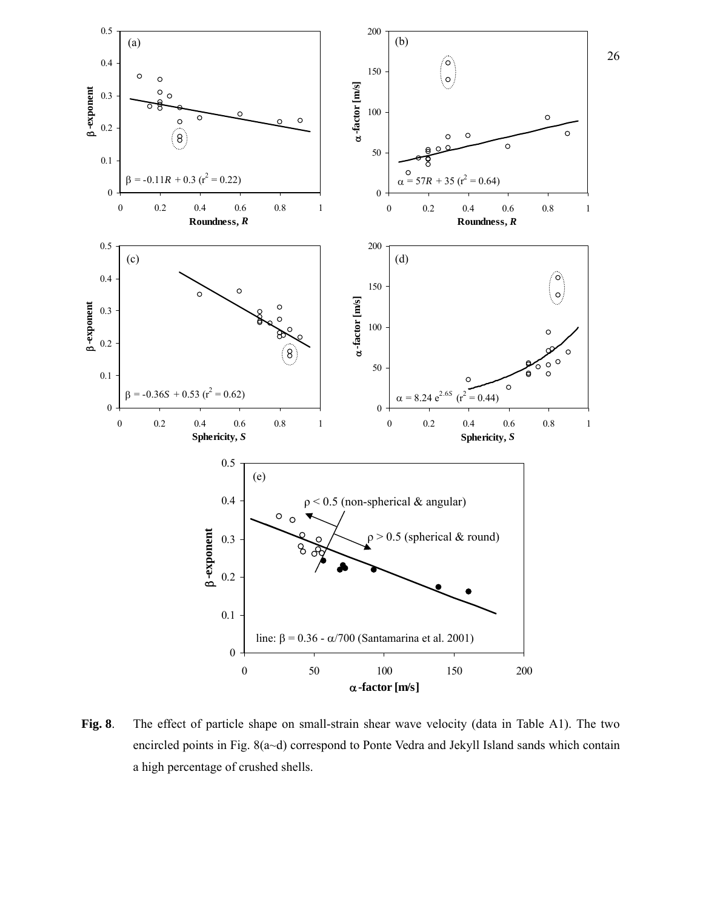**Fig. 8**. The effect of particle shape on small-strain shear wave velocity (data in Table A1). The two encircled points in Fig. 8(a~d) correspond to Ponte Vedra and Jekyll Island sands which contain a high percentage of crushed shells.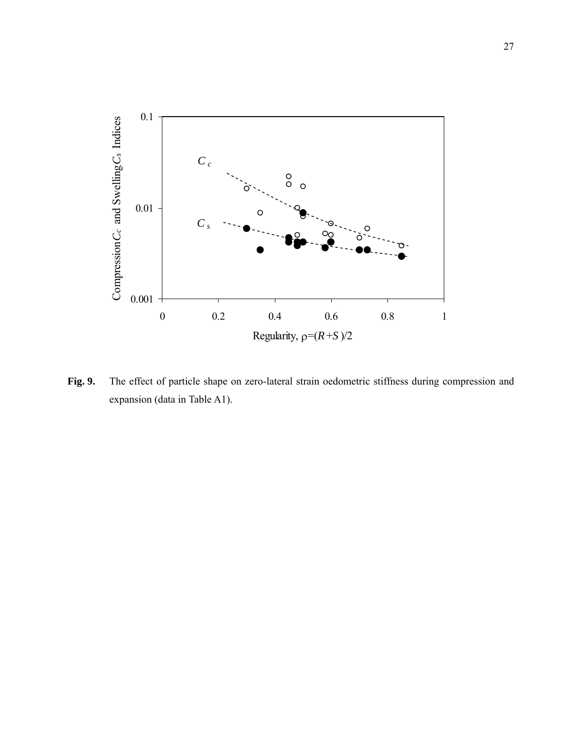**Fig. 9.** The effect of particle shape on zero-lateral strain oedometric stiffness during compression and expansion (data in Table A1).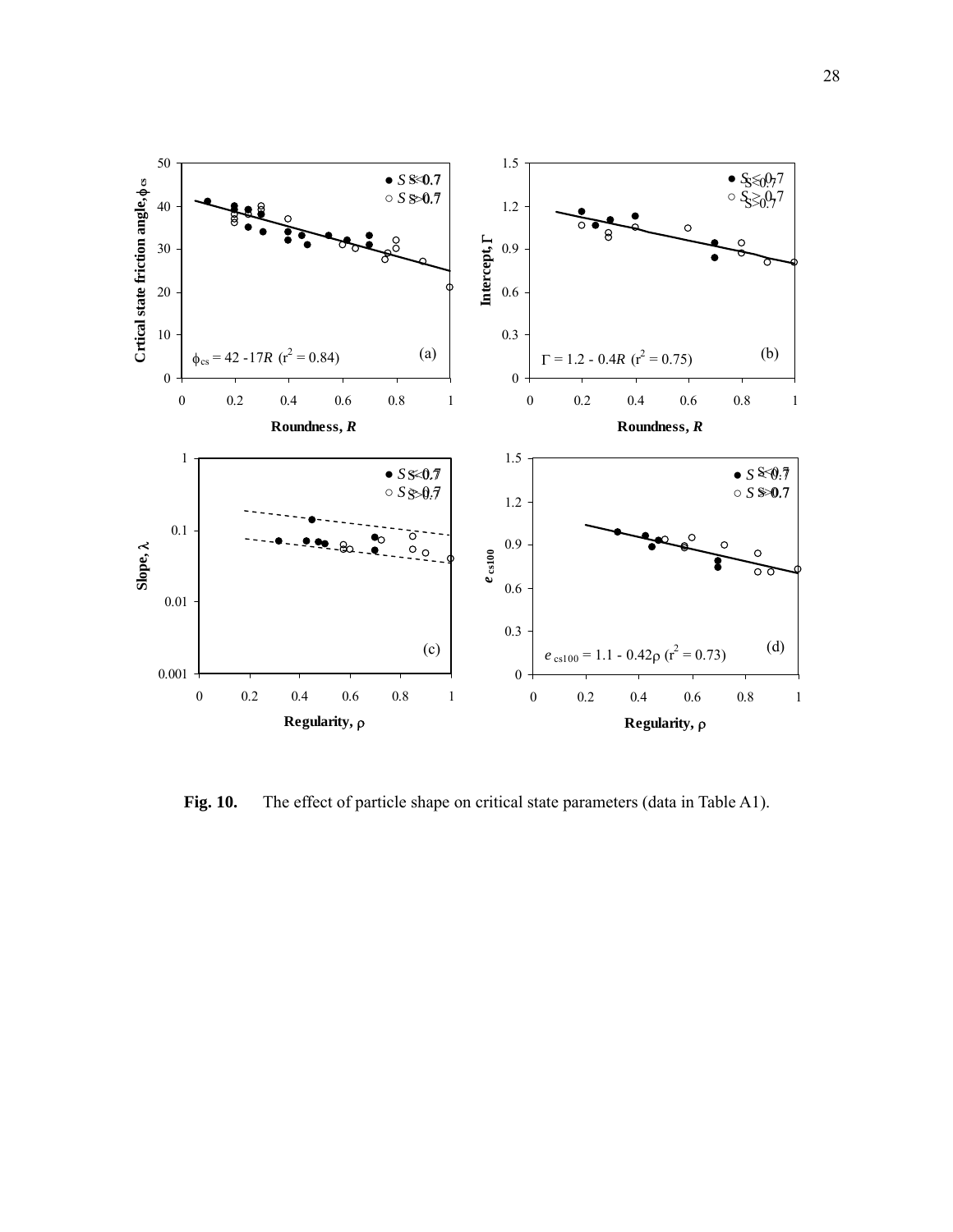Fig. 10. The effect of particle shape on critical state parameters (data in Table A1).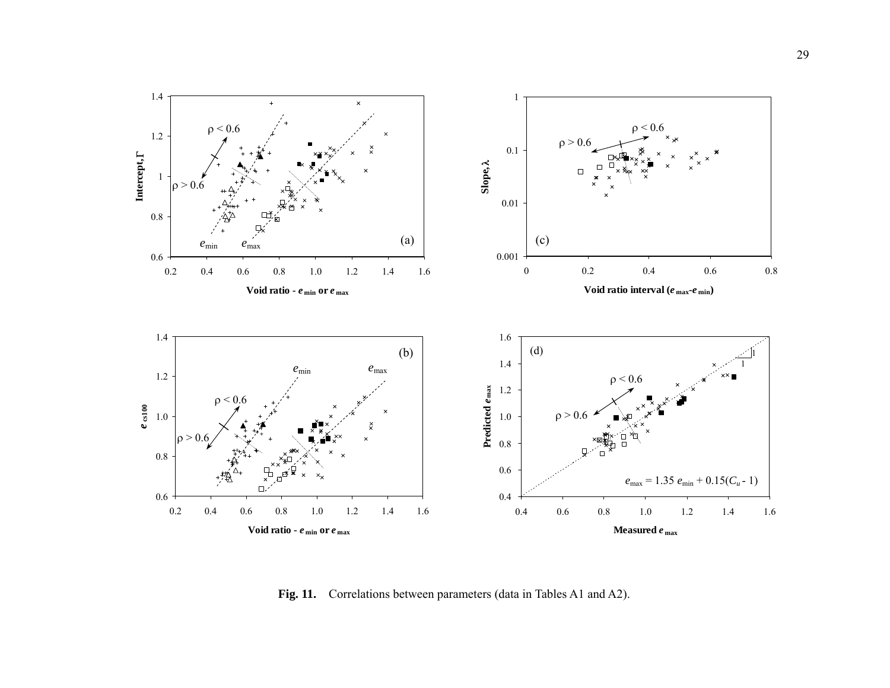**Fig. 11.** Correlations between parameters (data in Tables A1 and A2).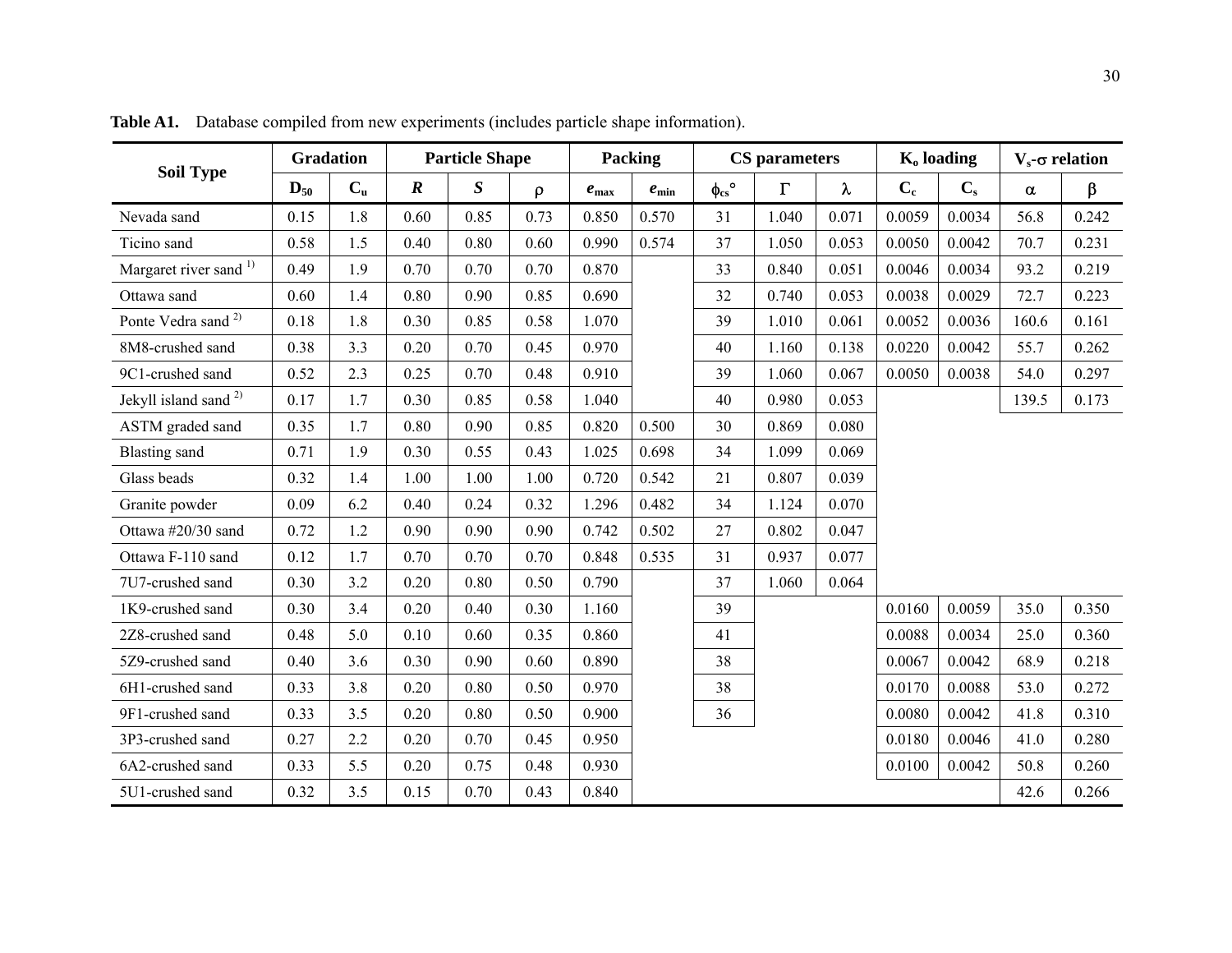**Table A1.** Database compiled from new experiments (includes particle shape information).

| Soil Type | Gradation | | Particle Shape | | | Packing | | CS parameters | | | $K_o$ loading | | $V_s$-$\sigma$ relation | |
|---|---|---|---|---|---|---|---|---|---|---|---|---|---|---|
| | $D_{50}$ | $C_u$ | $R$ | $S$ | $\rho$ | $e_{max}$ | $e_{min}$ | $\phi_{cs}°$ | $\Gamma$ | $\lambda$ | $C_c$ | $C_s$ | $\alpha$ | $\beta$ |
| Nevada sand | 0.15 | 1.8 | 0.60 | 0.85 | 0.73 | 0.850 | 0.570 | 31 | 1.040 | 0.071 | 0.0059 | 0.0034 | 56.8 | 0.242 |
| Ticino sand | 0.58 | 1.5 | 0.40 | 0.80 | 0.60 | 0.990 | 0.574 | 37 | 1.050 | 0.053 | 0.0050 | 0.0042 | 70.7 | 0.231 |
| Margaret river sand [1)] | 0.49 | 1.9 | 0.70 | 0.70 | 0.70 | 0.870 | | 33 | 0.840 | 0.051 | 0.0046 | 0.0034 | 93.2 | 0.219 |
| Ottawa sand | 0.60 | 1.4 | 0.80 | 0.90 | 0.85 | 0.690 | | 32 | 0.740 | 0.053 | 0.0038 | 0.0029 | 72.7 | 0.223 |
| Ponte Vedra sand [2)] | 0.18 | 1.8 | 0.30 | 0.85 | 0.58 | 1.070 | | 39 | 1.010 | 0.061 | 0.0052 | 0.0036 | 160.6 | 0.161 |
| 8M8-crushed sand | 0.38 | 3.3 | 0.20 | 0.70 | 0.45 | 0.970 | | 40 | 1.160 | 0.138 | 0.0220 | 0.0042 | 55.7 | 0.262 |
| 9C1-crushed sand | 0.52 | 2.3 | 0.25 | 0.70 | 0.48 | 0.910 | | 39 | 1.060 | 0.067 | 0.0050 | 0.0038 | 54.0 | 0.297 |
| Jekyll island sand [2)] | 0.17 | 1.7 | 0.30 | 0.85 | 0.58 | 1.040 | | 40 | 0.980 | 0.053 | | | 139.5 | 0.173 |
| ASTM graded sand | 0.35 | 1.7 | 0.80 | 0.90 | 0.85 | 0.820 | 0.500 | 30 | 0.869 | 0.080 | | | | |
| Blasting sand | 0.71 | 1.9 | 0.30 | 0.55 | 0.43 | 1.025 | 0.698 | 34 | 1.099 | 0.069 | | | | |
| Glass beads | 0.32 | 1.4 | 1.00 | 1.00 | 1.00 | 0.720 | 0.542 | 21 | 0.807 | 0.039 | | | | |
| Granite powder | 0.09 | 6.2 | 0.40 | 0.24 | 0.32 | 1.296 | 0.482 | 34 | 1.124 | 0.070 | | | | |
| Ottawa #20/30 sand | 0.72 | 1.2 | 0.90 | 0.90 | 0.90 | 0.742 | 0.502 | 27 | 0.802 | 0.047 | | | | |
| Ottawa F-110 sand | 0.12 | 1.7 | 0.70 | 0.70 | 0.70 | 0.848 | 0.535 | 31 | 0.937 | 0.077 | | | | |
| 7U7-crushed sand | 0.30 | 3.2 | 0.20 | 0.80 | 0.50 | 0.790 | | 37 | 1.060 | 0.064 | | | | |
| 1K9-crushed sand | 0.30 | 3.4 | 0.20 | 0.40 | 0.30 | 1.160 | | 39 | | | 0.0160 | 0.0059 | 35.0 | 0.350 |
| 2Z8-crushed sand | 0.48 | 5.0 | 0.10 | 0.60 | 0.35 | 0.860 | | 41 | | | 0.0088 | 0.0034 | 25.0 | 0.360 |
| 5Z9-crushed sand | 0.40 | 3.6 | 0.30 | 0.90 | 0.60 | 0.890 | | 38 | | | 0.0067 | 0.0042 | 68.9 | 0.218 |
| 6H1-crushed sand | 0.33 | 3.8 | 0.20 | 0.80 | 0.50 | 0.970 | | 38 | | | 0.0170 | 0.0088 | 53.0 | 0.272 |
| 9F1-crushed sand | 0.33 | 3.5 | 0.20 | 0.80 | 0.50 | 0.900 | | 36 | | | 0.0080 | 0.0042 | 41.8 | 0.310 |
| 3P3-crushed sand | 0.27 | 2.2 | 0.20 | 0.70 | 0.45 | 0.950 | | | | | 0.0180 | 0.0046 | 41.0 | 0.280 |
| 6A2-crushed sand | 0.33 | 5.5 | 0.20 | 0.75 | 0.48 | 0.930 | | | | | 0.0100 | 0.0042 | 50.8 | 0.260 |
| 5U1-crushed sand | 0.32 | 3.5 | 0.15 | 0.70 | 0.43 | 0.840 | | | | | | | 42.6 | 0.266 |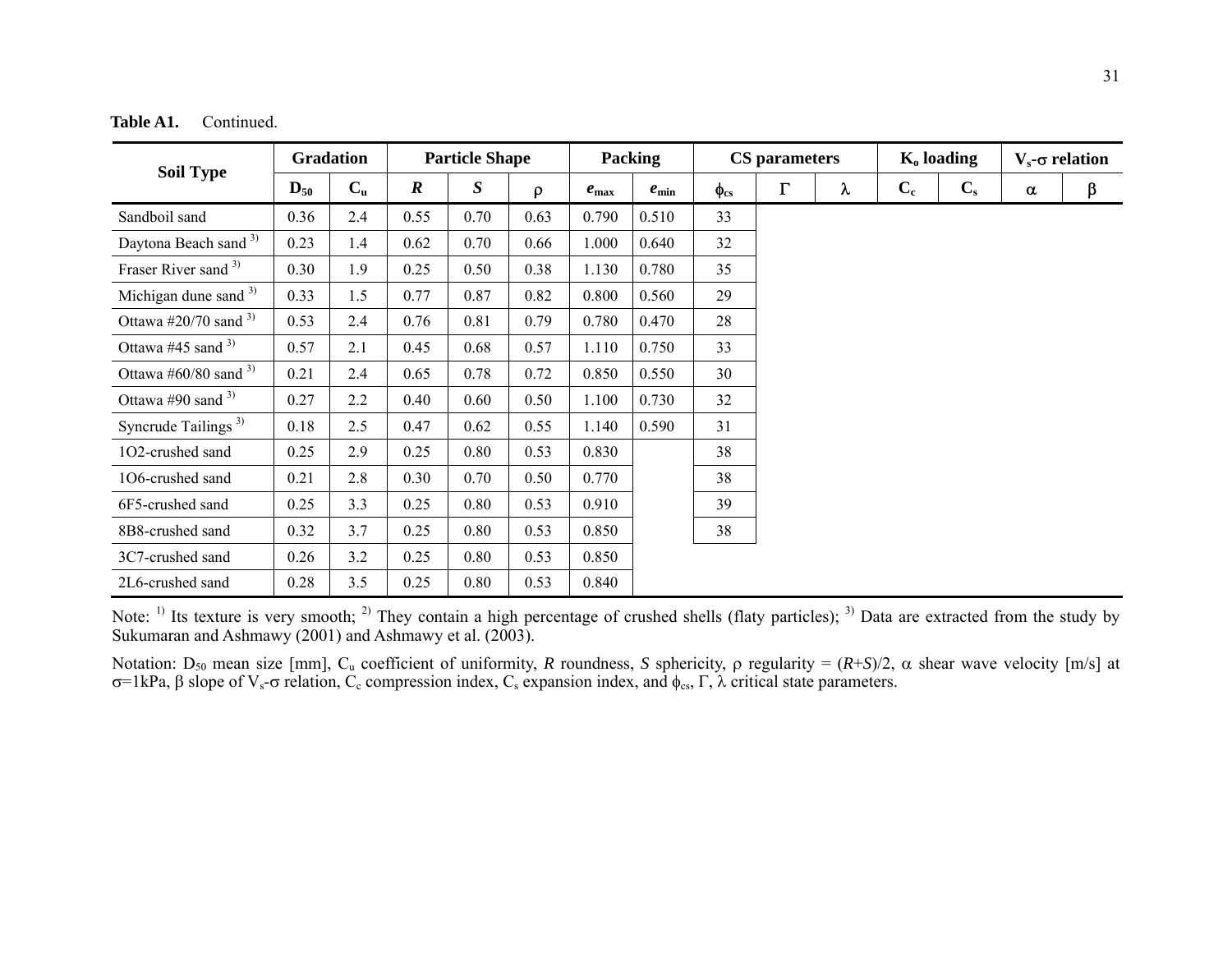**Table A1.** Continued.

| Soil Type | Gradation | | Particle Shape | | | Packing | | CS parameters | | | $K_o$ loading | | $V_s$-$\sigma$ relation | |
|---|---|---|---|---|---|---|---|---|---|---|---|---|---|---|
| | $D_{50}$ | $C_u$ | $R$ | $S$ | $\rho$ | $e_{max}$ | $e_{min}$ | $\phi_{cs}$ | $\Gamma$ | $\lambda$ | $C_c$ | $C_s$ | $\alpha$ | $\beta$ |
| Sandboil sand | 0.36 | 2.4 | 0.55 | 0.70 | 0.63 | 0.790 | 0.510 | 33 | | | | | | |
| Daytona Beach sand [3)] | 0.23 | 1.4 | 0.62 | 0.70 | 0.66 | 1.000 | 0.640 | 32 | | | | | | |
| Fraser River sand [3)] | 0.30 | 1.9 | 0.25 | 0.50 | 0.38 | 1.130 | 0.780 | 35 | | | | | | |
| Michigan dune sand [3)] | 0.33 | 1.5 | 0.77 | 0.87 | 0.82 | 0.800 | 0.560 | 29 | | | | | | |
| Ottawa #20/70 sand [3)] | 0.53 | 2.4 | 0.76 | 0.81 | 0.79 | 0.780 | 0.470 | 28 | | | | | | |
| Ottawa #45 sand [3)] | 0.57 | 2.1 | 0.45 | 0.68 | 0.57 | 1.110 | 0.750 | 33 | | | | | | |
| Ottawa #60/80 sand [3)] | 0.21 | 2.4 | 0.65 | 0.78 | 0.72 | 0.850 | 0.550 | 30 | | | | | | |
| Ottawa #90 sand [3)] | 0.27 | 2.2 | 0.40 | 0.60 | 0.50 | 1.100 | 0.730 | 32 | | | | | | |
| Syncrude Tailings [3)] | 0.18 | 2.5 | 0.47 | 0.62 | 0.55 | 1.140 | 0.590 | 31 | | | | | | |
| 1O2-crushed sand | 0.25 | 2.9 | 0.25 | 0.80 | 0.53 | 0.830 | | 38 | | | | | | |
| 1O6-crushed sand | 0.21 | 2.8 | 0.30 | 0.70 | 0.50 | 0.770 | | 38 | | | | | | |
| 6F5-crushed sand | 0.25 | 3.3 | 0.25 | 0.80 | 0.53 | 0.910 | | 39 | | | | | | |
| 8B8-crushed sand | 0.32 | 3.7 | 0.25 | 0.80 | 0.53 | 0.850 | | 38 | | | | | | |
| 3C7-crushed sand | 0.26 | 3.2 | 0.25 | 0.80 | 0.53 | 0.850 | | | | | | | | |
| 2L6-crushed sand | 0.28 | 3.5 | 0.25 | 0.80 | 0.53 | 0.840 | | | | | | | | |

Note: [1)] Its texture is very smooth; [2)] They contain a high percentage of crushed shells (flaty particles); [3)] Data are extracted from the study by Sukumaran and Ashmawy (2001) and Ashmawy et al. (2003).

Notation: $D_{50}$ mean size [mm], $C_u$ coefficient of uniformity, $R$ roundness, $S$ sphericity, $\rho$ regularity = $(R+S)/2$, $\alpha$ shear wave velocity [m/s] at $\sigma$=1kPa, $\beta$ slope of $V_s$-$\sigma$ relation, $C_c$ compression index, $C_s$ expansion index, and $\phi_{cs}$, $\Gamma$, $\lambda$ critical state parameters.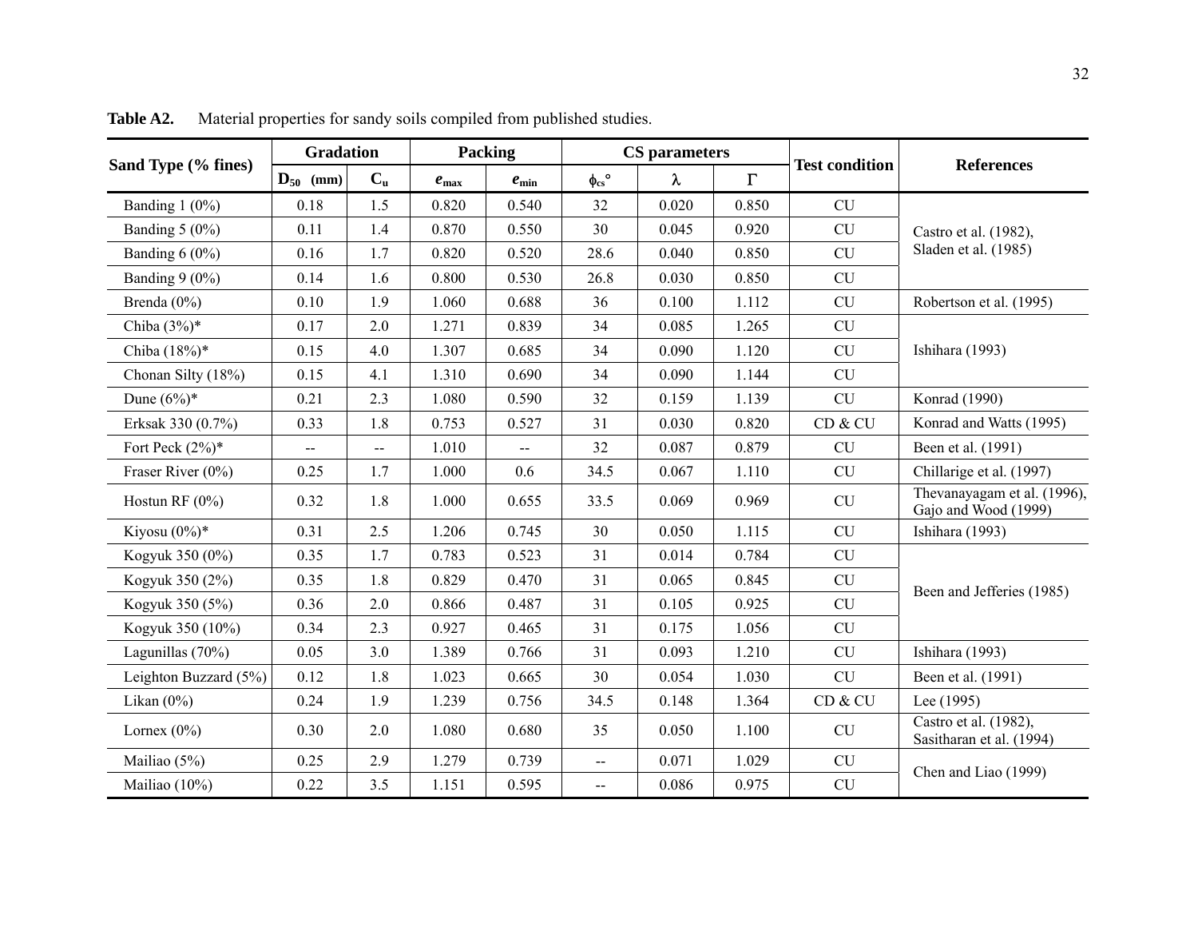**Table A2.** Material properties for sandy soils compiled from published studies.

| Sand Type (% fines) | Gradation | | Packing | | CS parameters | | | Test condition | References |
|---|---|---|---|---|---|---|---|---|---|
| | $D_{50}$ (mm) | $C_u$ | $e_{max}$ | $e_{min}$ | $\phi_{cs}$° | $\lambda$ | $\Gamma$ | | |
| Banding 1 (0%) | 0.18 | 1.5 | 0.820 | 0.540 | 32 | 0.020 | 0.850 | CU | Castro et al. (1982), Sladen et al. (1985) |
| Banding 5 (0%) | 0.11 | 1.4 | 0.870 | 0.550 | 30 | 0.045 | 0.920 | CU | |
| Banding 6 (0%) | 0.16 | 1.7 | 0.820 | 0.520 | 28.6 | 0.040 | 0.850 | CU | |
| Banding 9 (0%) | 0.14 | 1.6 | 0.800 | 0.530 | 26.8 | 0.030 | 0.850 | CU | |
| Brenda (0%) | 0.10 | 1.9 | 1.060 | 0.688 | 36 | 0.100 | 1.112 | CU | Robertson et al. (1995) |
| Chiba (3%)* | 0.17 | 2.0 | 1.271 | 0.839 | 34 | 0.085 | 1.265 | CU | Ishihara (1993) |
| Chiba (18%)* | 0.15 | 4.0 | 1.307 | 0.685 | 34 | 0.090 | 1.120 | CU | |
| Chonan Silty (18%) | 0.15 | 4.1 | 1.310 | 0.690 | 34 | 0.090 | 1.144 | CU | |
| Dune (6%)* | 0.21 | 2.3 | 1.080 | 0.590 | 32 | 0.159 | 1.139 | CU | Konrad (1990) |
| Erksak 330 (0.7%) | 0.33 | 1.8 | 0.753 | 0.527 | 31 | 0.030 | 0.820 | CD & CU | Konrad and Watts (1995) |
| Fort Peck (2%)* | -- | -- | 1.010 | -- | 32 | 0.087 | 0.879 | CU | Been et al. (1991) |
| Fraser River (0%) | 0.25 | 1.7 | 1.000 | 0.6 | 34.5 | 0.067 | 1.110 | CU | Chillarige et al. (1997) |
| Hostun RF (0%) | 0.32 | 1.8 | 1.000 | 0.655 | 33.5 | 0.069 | 0.969 | CU | Thevanayagam et al. (1996), Gajo and Wood (1999) |
| Kiyosu (0%)* | 0.31 | 2.5 | 1.206 | 0.745 | 30 | 0.050 | 1.115 | CU | Ishihara (1993) |
| Kogyuk 350 (0%) | 0.35 | 1.7 | 0.783 | 0.523 | 31 | 0.014 | 0.784 | CU | Been and Jefferies (1985) |
| Kogyuk 350 (2%) | 0.35 | 1.8 | 0.829 | 0.470 | 31 | 0.065 | 0.845 | CU | |
| Kogyuk 350 (5%) | 0.36 | 2.0 | 0.866 | 0.487 | 31 | 0.105 | 0.925 | CU | |
| Kogyuk 350 (10%) | 0.34 | 2.3 | 0.927 | 0.465 | 31 | 0.175 | 1.056 | CU | |
| Lagunillas (70%) | 0.05 | 3.0 | 1.389 | 0.766 | 31 | 0.093 | 1.210 | CU | Ishihara (1993) |
| Leighton Buzzard (5%) | 0.12 | 1.8 | 1.023 | 0.665 | 30 | 0.054 | 1.030 | CU | Been et al. (1991) |
| Likan (0%) | 0.24 | 1.9 | 1.239 | 0.756 | 34.5 | 0.148 | 1.364 | CD & CU | Lee (1995) |
| Lornex (0%) | 0.30 | 2.0 | 1.080 | 0.680 | 35 | 0.050 | 1.100 | CU | Castro et al. (1982), Sasitharan et al. (1994) |
| Mailiao (5%) | 0.25 | 2.9 | 1.279 | 0.739 | -- | 0.071 | 1.029 | CU | Chen and Liao (1999) |
| Mailiao (10%) | 0.22 | 3.5 | 1.151 | 0.595 | -- | 0.086 | 0.975 | CU | |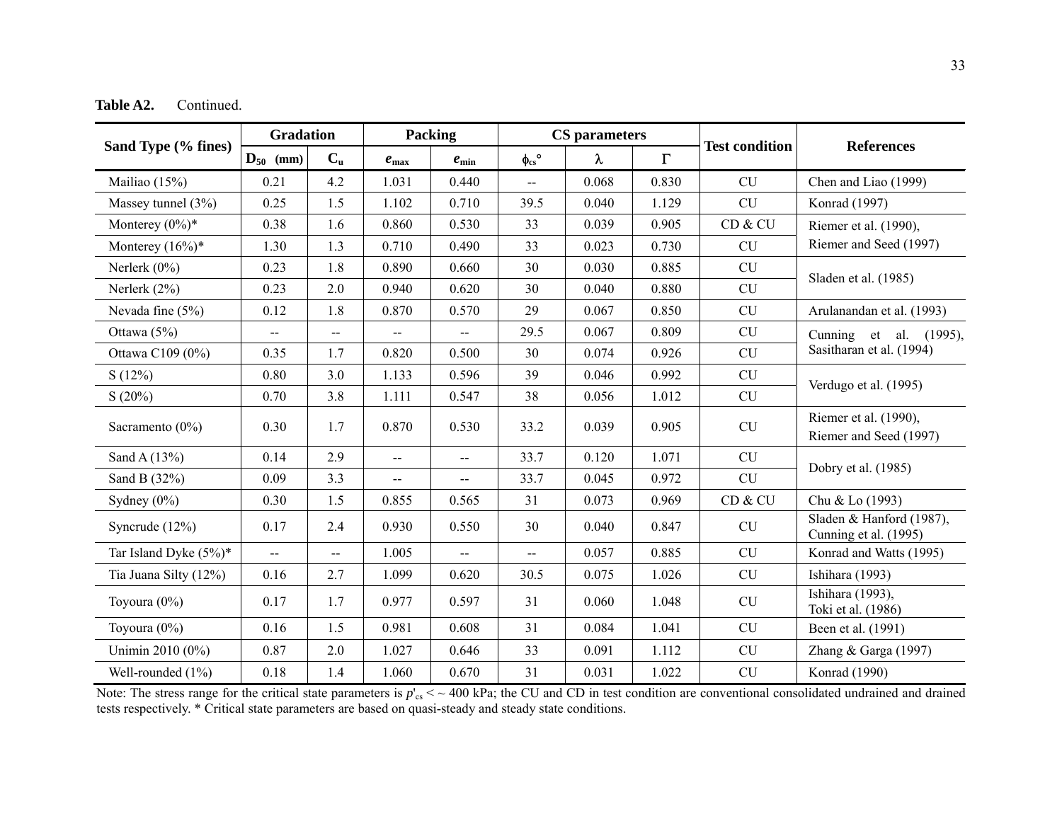**Table A2.** Continued.

| Sand Type (% fines) | Gradation | | Packing | | CS parameters | | | Test condition | References |
|---|---|---|---|---|---|---|---|---|---|
| | $D_{50}$ (mm) | $C_u$ | $e_{max}$ | $e_{min}$ | $\phi_{cs}$° | $\lambda$ | $\Gamma$ | | |
| Mailiao (15%) | 0.21 | 4.2 | 1.031 | 0.440 | -- | 0.068 | 0.830 | CU | Chen and Liao (1999) |
| Massey tunnel (3%) | 0.25 | 1.5 | 1.102 | 0.710 | 39.5 | 0.040 | 1.129 | CU | Konrad (1997) |
| Monterey (0%)* | 0.38 | 1.6 | 0.860 | 0.530 | 33 | 0.039 | 0.905 | CD & CU | Riemer et al. (1990), Riemer and Seed (1997) |
| Monterey (16%)* | 1.30 | 1.3 | 0.710 | 0.490 | 33 | 0.023 | 0.730 | CU | |
| Nerlerk (0%) | 0.23 | 1.8 | 0.890 | 0.660 | 30 | 0.030 | 0.885 | CU | Sladen et al. (1985) |
| Nerlerk (2%) | 0.23 | 2.0 | 0.940 | 0.620 | 30 | 0.040 | 0.880 | CU | |
| Nevada fine (5%) | 0.12 | 1.8 | 0.870 | 0.570 | 29 | 0.067 | 0.850 | CU | Arulanandan et al. (1993) |
| Ottawa (5%) | -- | -- | -- | -- | 29.5 | 0.067 | 0.809 | CU | Cunning et al. (1995), Sasitharan et al. (1994) |
| Ottawa C109 (0%) | 0.35 | 1.7 | 0.820 | 0.500 | 30 | 0.074 | 0.926 | CU | |
| S (12%) | 0.80 | 3.0 | 1.133 | 0.596 | 39 | 0.046 | 0.992 | CU | Verdugo et al. (1995) |
| S (20%) | 0.70 | 3.8 | 1.111 | 0.547 | 38 | 0.056 | 1.012 | CU | |
| Sacramento (0%) | 0.30 | 1.7 | 0.870 | 0.530 | 33.2 | 0.039 | 0.905 | CU | Riemer et al. (1990), Riemer and Seed (1997) |
| Sand A (13%) | 0.14 | 2.9 | -- | -- | 33.7 | 0.120 | 1.071 | CU | Dobry et al. (1985) |
| Sand B (32%) | 0.09 | 3.3 | -- | -- | 33.7 | 0.045 | 0.972 | CU | |
| Sydney (0%) | 0.30 | 1.5 | 0.855 | 0.565 | 31 | 0.073 | 0.969 | CD & CU | Chu & Lo (1993) |
| Syncrude (12%) | 0.17 | 2.4 | 0.930 | 0.550 | 30 | 0.040 | 0.847 | CU | Sladen & Hanford (1987), Cunning et al. (1995) |
| Tar Island Dyke (5%)* | -- | -- | 1.005 | -- | -- | 0.057 | 0.885 | CU | Konrad and Watts (1995) |
| Tia Juana Silty (12%) | 0.16 | 2.7 | 1.099 | 0.620 | 30.5 | 0.075 | 1.026 | CU | Ishihara (1993) |
| Toyoura (0%) | 0.17 | 1.7 | 0.977 | 0.597 | 31 | 0.060 | 1.048 | CU | Ishihara (1993), Toki et al. (1986) |
| Toyoura (0%) | 0.16 | 1.5 | 0.981 | 0.608 | 31 | 0.084 | 1.041 | CU | Been et al. (1991) |
| Unimin 2010 (0%) | 0.87 | 2.0 | 1.027 | 0.646 | 33 | 0.091 | 1.112 | CU | Zhang & Garga (1997) |
| Well-rounded (1%) | 0.18 | 1.4 | 1.060 | 0.670 | 31 | 0.031 | 1.022 | CU | Konrad (1990) |

Note: The stress range for the critical state parameters is $p'_{cs} < \sim 400$ kPa; the CU and CD in test condition are conventional consolidated undrained and drained tests respectively. * Critical state parameters are based on quasi-steady and steady state conditions.